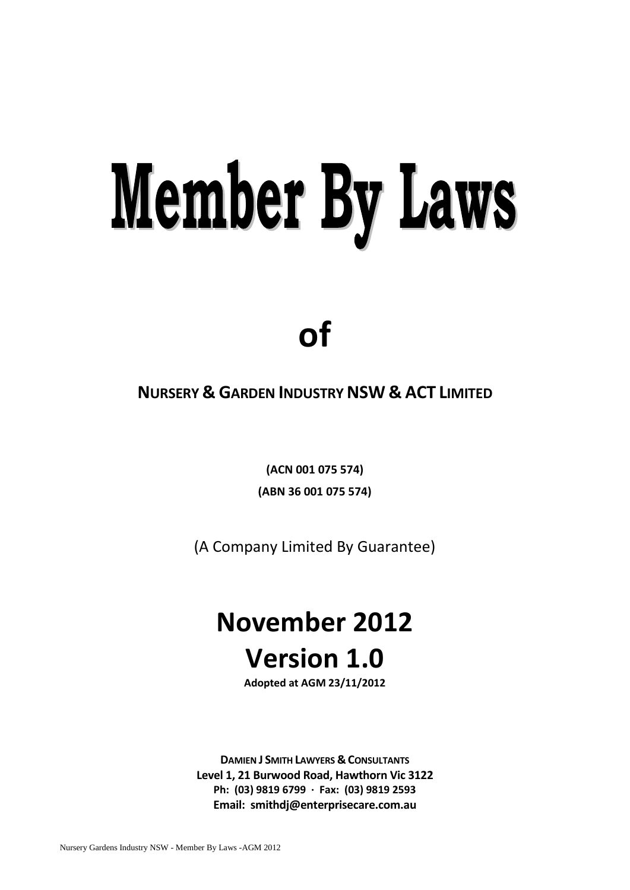# Member By Laws

# of

## NURSERY & GARDEN INDUSTRY NSW & ACT LIMITED

**(ACN 001 075 574)**

**(ABN 36 001 075 574)**

(A Company Limited By Guarantee)

# November 2012

# Version 1.0

**Adopted at AGM 23/11/2012**

**DAMIEN J SMITH LAWYERS & CONSULTANTS**
**Level 1, 21 Burwood Road, Hawthorn Vic 3122**
**Ph: (03) 9819 6799 · Fax: (03) 9819 2593**
**Email: smithdj@enterprisecare.com.au**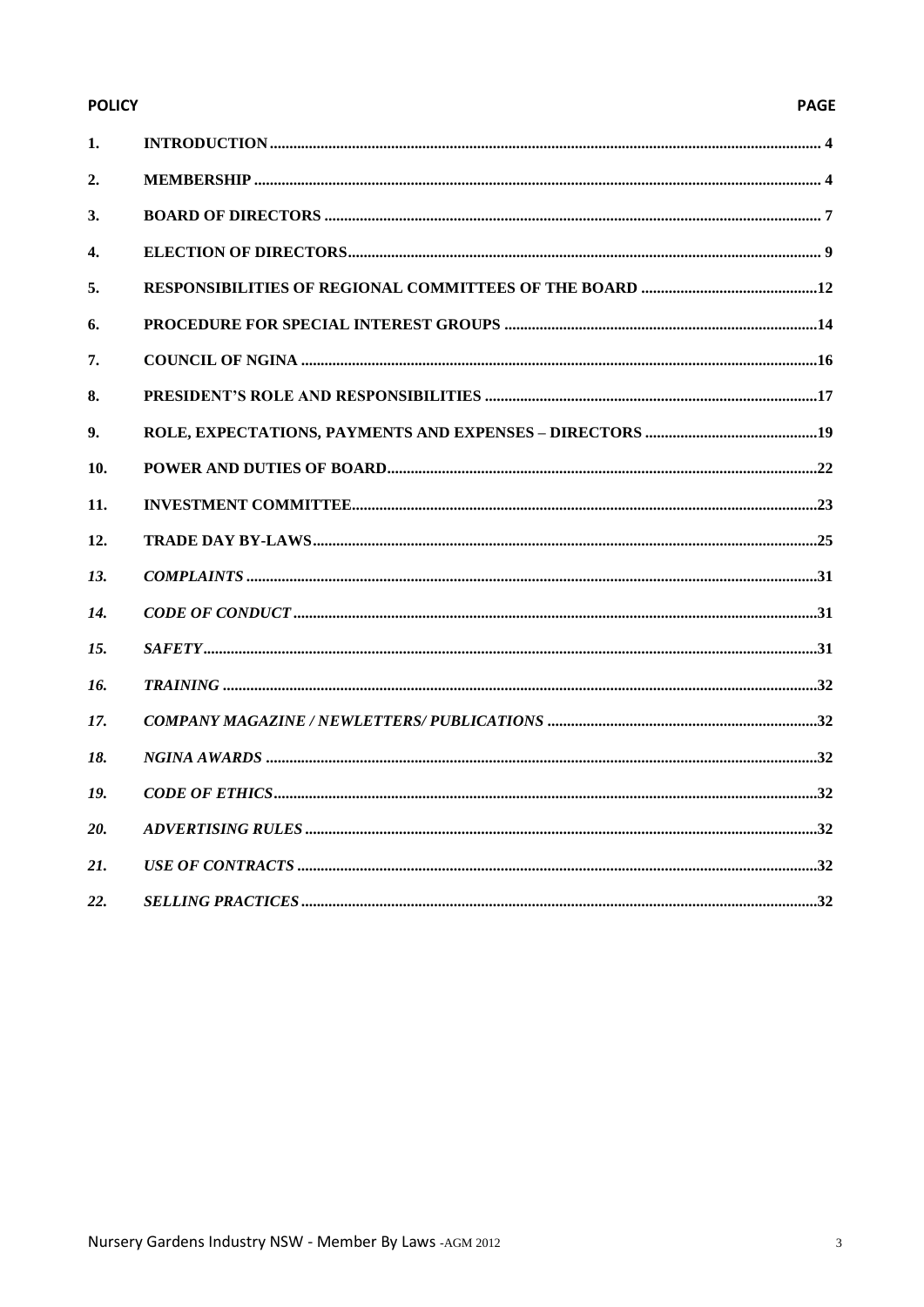| POLICY | | PAGE |
|---|---|---|
| **1.** | **INTRODUCTION** | **4** |
| **2.** | **MEMBERSHIP** | **4** |
| **3.** | **BOARD OF DIRECTORS** | **7** |
| **4.** | **ELECTION OF DIRECTORS** | **9** |
| **5.** | **RESPONSIBILITIES OF REGIONAL COMMITTEES OF THE BOARD** | **12** |
| **6.** | **PROCEDURE FOR SPECIAL INTEREST GROUPS** | **14** |
| **7.** | **COUNCIL OF NGINA** | **16** |
| **8.** | **PRESIDENT'S ROLE AND RESPONSIBILITIES** | **17** |
| **9.** | **ROLE, EXPECTATIONS, PAYMENTS AND EXPENSES – DIRECTORS** | **19** |
| **10.** | **POWER AND DUTIES OF BOARD** | **22** |
| **11.** | **INVESTMENT COMMITTEE** | **23** |
| **12.** | **TRADE DAY BY-LAWS** | **25** |
| ***13.*** | ***COMPLAINTS*** | **31** |
| ***14.*** | ***CODE OF CONDUCT*** | **31** |
| ***15.*** | ***SAFETY*** | **31** |
| ***16.*** | ***TRAINING*** | **32** |
| ***17.*** | ***COMPANY MAGAZINE / NEWLETTERS/ PUBLICATIONS*** | **32** |
| ***18.*** | ***NGINA AWARDS*** | **32** |
| ***19.*** | ***CODE OF ETHICS*** | **32** |
| ***20.*** | ***ADVERTISING RULES*** | **32** |
| ***21.*** | ***USE OF CONTRACTS*** | **32** |
| ***22.*** | ***SELLING PRACTICES*** | **32** |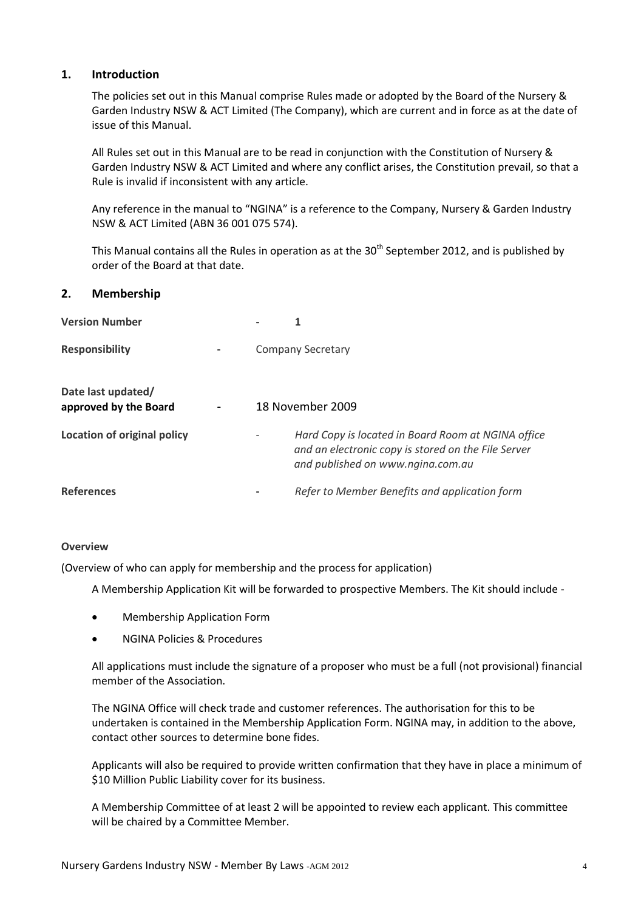## 1. Introduction

The policies set out in this Manual comprise Rules made or adopted by the Board of the Nursery & Garden Industry NSW & ACT Limited (The Company), which are current and in force as at the date of issue of this Manual.

All Rules set out in this Manual are to be read in conjunction with the Constitution of Nursery & Garden Industry NSW & ACT Limited and where any conflict arises, the Constitution prevail, so that a Rule is invalid if inconsistent with any article.

Any reference in the manual to "NGINA" is a reference to the Company, Nursery & Garden Industry NSW & ACT Limited (ABN 36 001 075 574).

This Manual contains all the Rules in operation as at the 30th September 2012, and is published by order of the Board at that date.

## 2. Membership

| | | |
|---|---|---|
| **Version Number** | - | 1 |
| **Responsibility** | - | Company Secretary |
| **Date last updated/ approved by the Board** | - | 18 November 2009 |
| **Location of original policy** | - | *Hard Copy is located in Board Room at NGINA office and an electronic copy is stored on the File Server and published on www.ngina.com.au* |
| **References** | - | *Refer to Member Benefits and application form* |

**Overview**

(Overview of who can apply for membership and the process for application)

A Membership Application Kit will be forwarded to prospective Members. The Kit should include -

- Membership Application Form
- NGINA Policies & Procedures

All applications must include the signature of a proposer who must be a full (not provisional) financial member of the Association.

The NGINA Office will check trade and customer references. The authorisation for this to be undertaken is contained in the Membership Application Form. NGINA may, in addition to the above, contact other sources to determine bone fides.

Applicants will also be required to provide written confirmation that they have in place a minimum of $10 Million Public Liability cover for its business.

A Membership Committee of at least 2 will be appointed to review each applicant. This committee will be chaired by a Committee Member.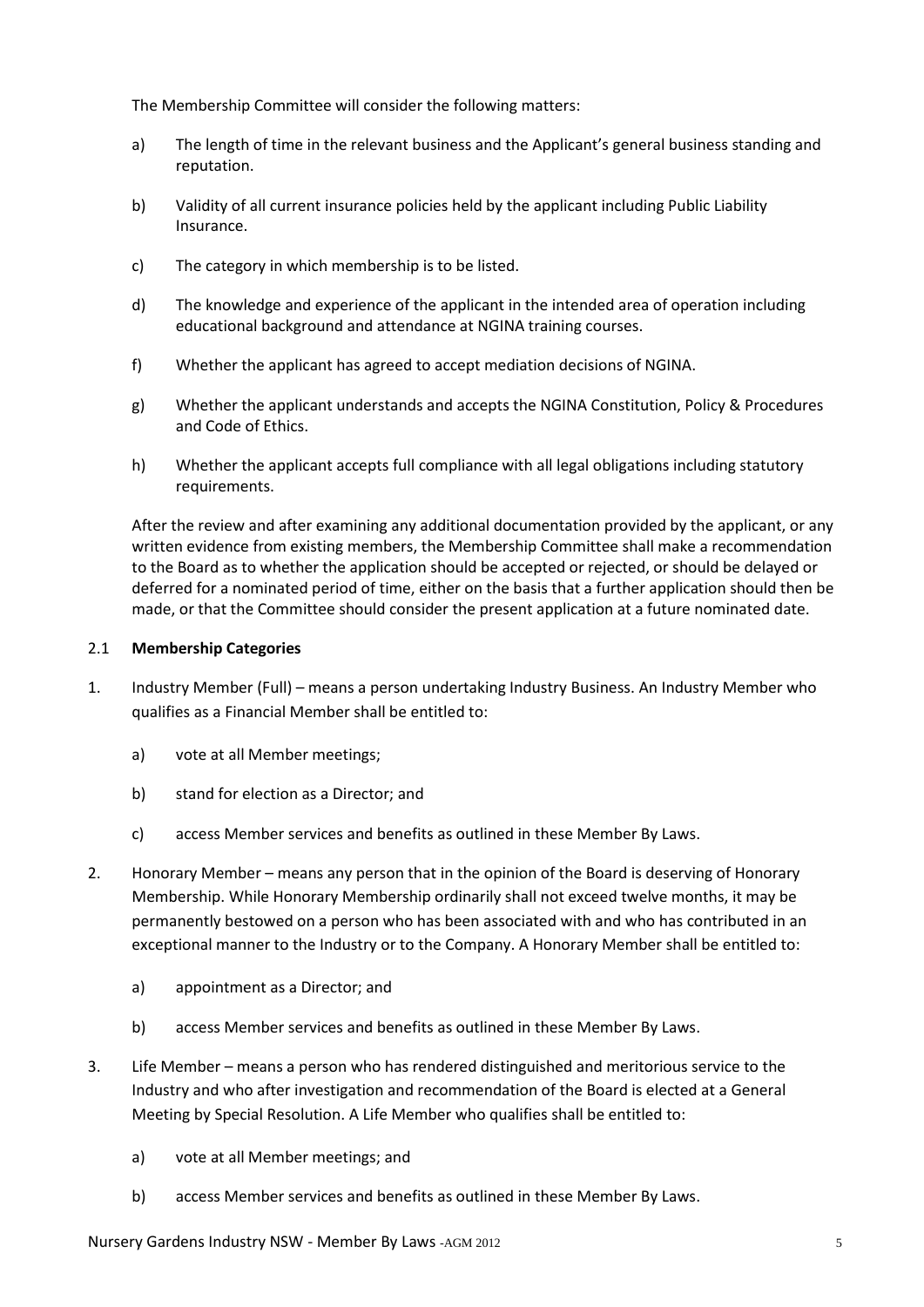The Membership Committee will consider the following matters:

a) The length of time in the relevant business and the Applicant's general business standing and reputation.

b) Validity of all current insurance policies held by the applicant including Public Liability Insurance.

c) The category in which membership is to be listed.

d) The knowledge and experience of the applicant in the intended area of operation including educational background and attendance at NGINA training courses.

f) Whether the applicant has agreed to accept mediation decisions of NGINA.

g) Whether the applicant understands and accepts the NGINA Constitution, Policy & Procedures and Code of Ethics.

h) Whether the applicant accepts full compliance with all legal obligations including statutory requirements.

After the review and after examining any additional documentation provided by the applicant, or any written evidence from existing members, the Membership Committee shall make a recommendation to the Board as to whether the application should be accepted or rejected, or should be delayed or deferred for a nominated period of time, either on the basis that a further application should then be made, or that the Committee should consider the present application at a future nominated date.

### 2.1 **Membership Categories**

1. Industry Member (Full) – means a person undertaking Industry Business. An Industry Member who qualifies as a Financial Member shall be entitled to:

   a) vote at all Member meetings;

   b) stand for election as a Director; and

   c) access Member services and benefits as outlined in these Member By Laws.

2. Honorary Member – means any person that in the opinion of the Board is deserving of Honorary Membership. While Honorary Membership ordinarily shall not exceed twelve months, it may be permanently bestowed on a person who has been associated with and who has contributed in an exceptional manner to the Industry or to the Company. A Honorary Member shall be entitled to:

   a) appointment as a Director; and

   b) access Member services and benefits as outlined in these Member By Laws.

3. Life Member – means a person who has rendered distinguished and meritorious service to the Industry and who after investigation and recommendation of the Board is elected at a General Meeting by Special Resolution. A Life Member who qualifies shall be entitled to:

   a) vote at all Member meetings; and

   b) access Member services and benefits as outlined in these Member By Laws.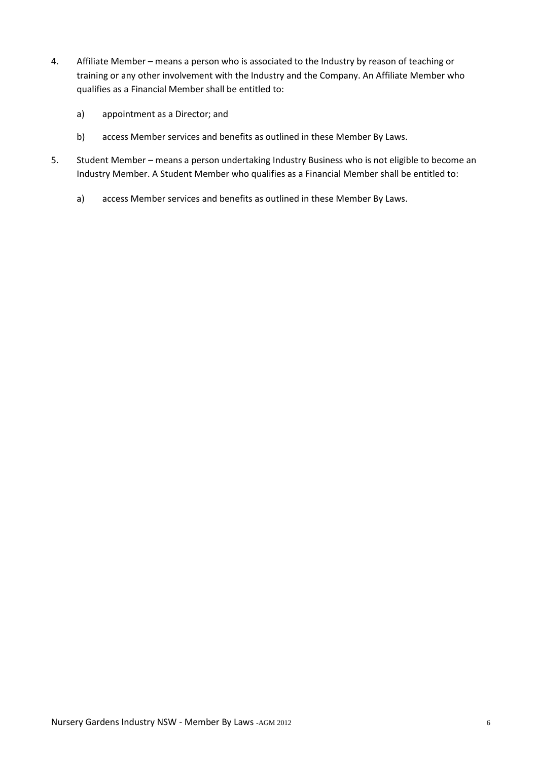4. Affiliate Member – means a person who is associated to the Industry by reason of teaching or training or any other involvement with the Industry and the Company. An Affiliate Member who qualifies as a Financial Member shall be entitled to:

   a) appointment as a Director; and

   b) access Member services and benefits as outlined in these Member By Laws.

5. Student Member – means a person undertaking Industry Business who is not eligible to become an Industry Member. A Student Member who qualifies as a Financial Member shall be entitled to:

   a) access Member services and benefits as outlined in these Member By Laws.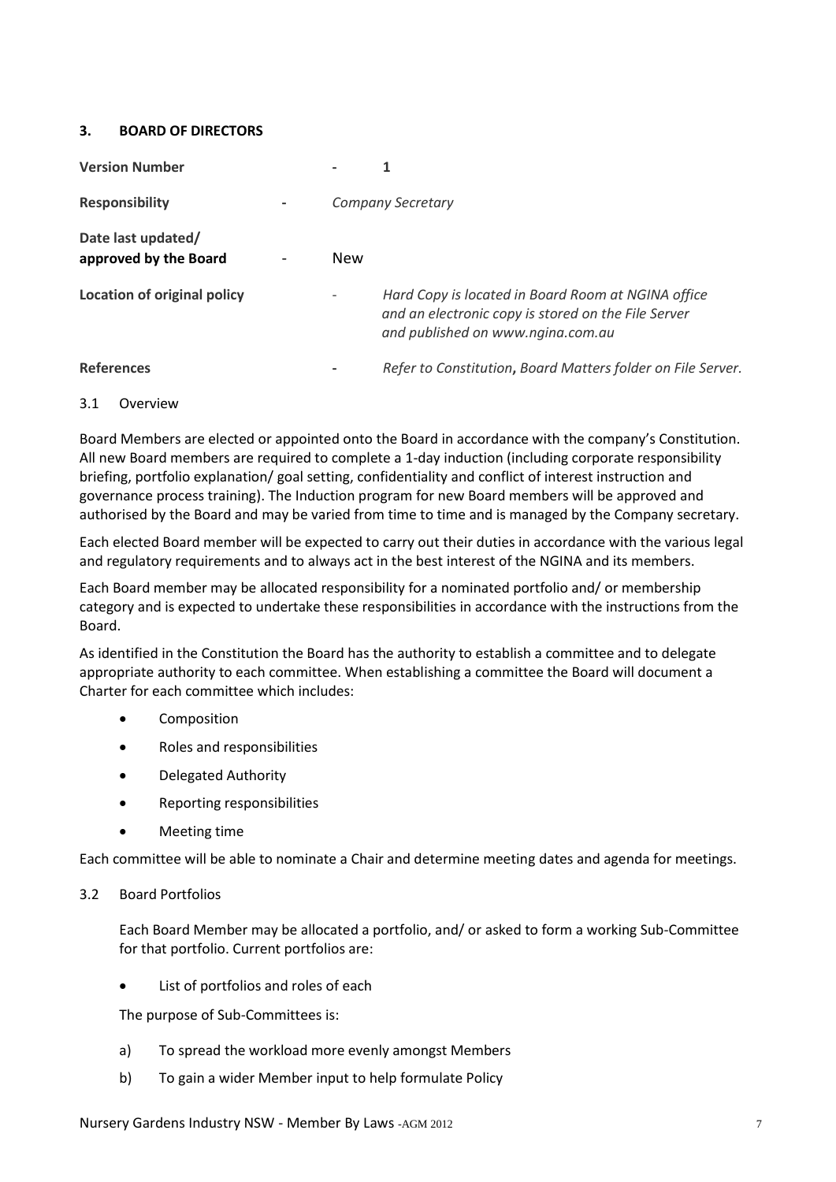## 3. BOARD OF DIRECTORS

| | | |
|---|---|---|
| **Version Number** | - | 1 |
| **Responsibility** | - | *Company Secretary* |
| **Date last updated/ approved by the Board** | - | New |
| **Location of original policy** | - | *Hard Copy is located in Board Room at NGINA office and an electronic copy is stored on the File Server and published on www.ngina.com.au* |
| **References** | - | *Refer to Constitution, Board Matters folder on File Server.* |

### 3.1 Overview

Board Members are elected or appointed onto the Board in accordance with the company's Constitution. All new Board members are required to complete a 1-day induction (including corporate responsibility briefing, portfolio explanation/ goal setting, confidentiality and conflict of interest instruction and governance process training). The Induction program for new Board members will be approved and authorised by the Board and may be varied from time to time and is managed by the Company secretary.

Each elected Board member will be expected to carry out their duties in accordance with the various legal and regulatory requirements and to always act in the best interest of the NGINA and its members.

Each Board member may be allocated responsibility for a nominated portfolio and/ or membership category and is expected to undertake these responsibilities in accordance with the instructions from the Board.

As identified in the Constitution the Board has the authority to establish a committee and to delegate appropriate authority to each committee. When establishing a committee the Board will document a Charter for each committee which includes:

- Composition
- Roles and responsibilities
- Delegated Authority
- Reporting responsibilities
- Meeting time

Each committee will be able to nominate a Chair and determine meeting dates and agenda for meetings.

### 3.2 Board Portfolios

Each Board Member may be allocated a portfolio, and/ or asked to form a working Sub-Committee for that portfolio. Current portfolios are:

- List of portfolios and roles of each

The purpose of Sub-Committees is:

a) To spread the workload more evenly amongst Members

b) To gain a wider Member input to help formulate Policy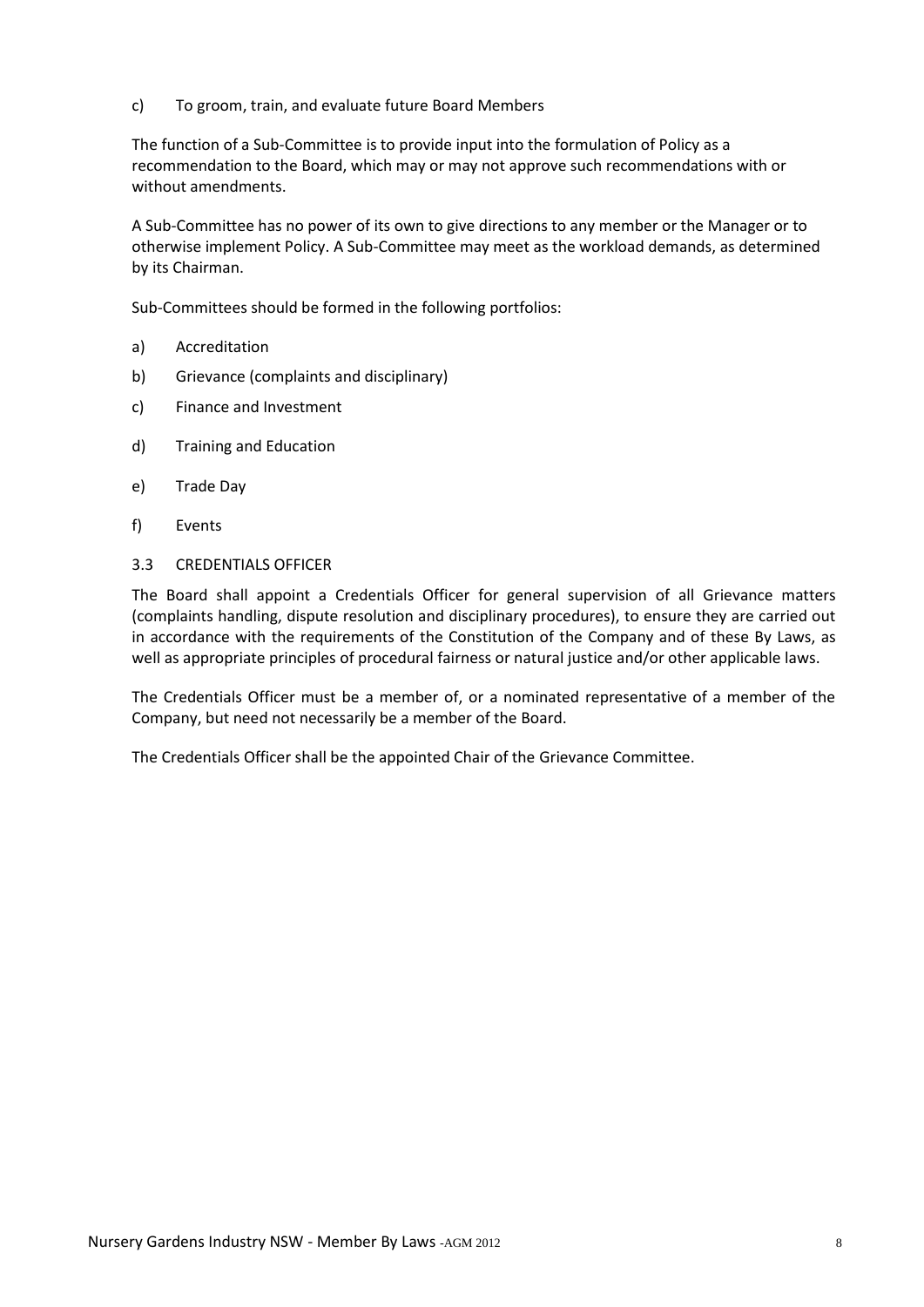c) To groom, train, and evaluate future Board Members

The function of a Sub-Committee is to provide input into the formulation of Policy as a recommendation to the Board, which may or may not approve such recommendations with or without amendments.

A Sub-Committee has no power of its own to give directions to any member or the Manager or to otherwise implement Policy. A Sub-Committee may meet as the workload demands, as determined by its Chairman.

Sub-Committees should be formed in the following portfolios:

a) Accreditation

b) Grievance (complaints and disciplinary)

c) Finance and Investment

d) Training and Education

e) Trade Day

f) Events

### 3.3 CREDENTIALS OFFICER

The Board shall appoint a Credentials Officer for general supervision of all Grievance matters (complaints handling, dispute resolution and disciplinary procedures), to ensure they are carried out in accordance with the requirements of the Constitution of the Company and of these By Laws, as well as appropriate principles of procedural fairness or natural justice and/or other applicable laws.

The Credentials Officer must be a member of, or a nominated representative of a member of the Company, but need not necessarily be a member of the Board.

The Credentials Officer shall be the appointed Chair of the Grievance Committee.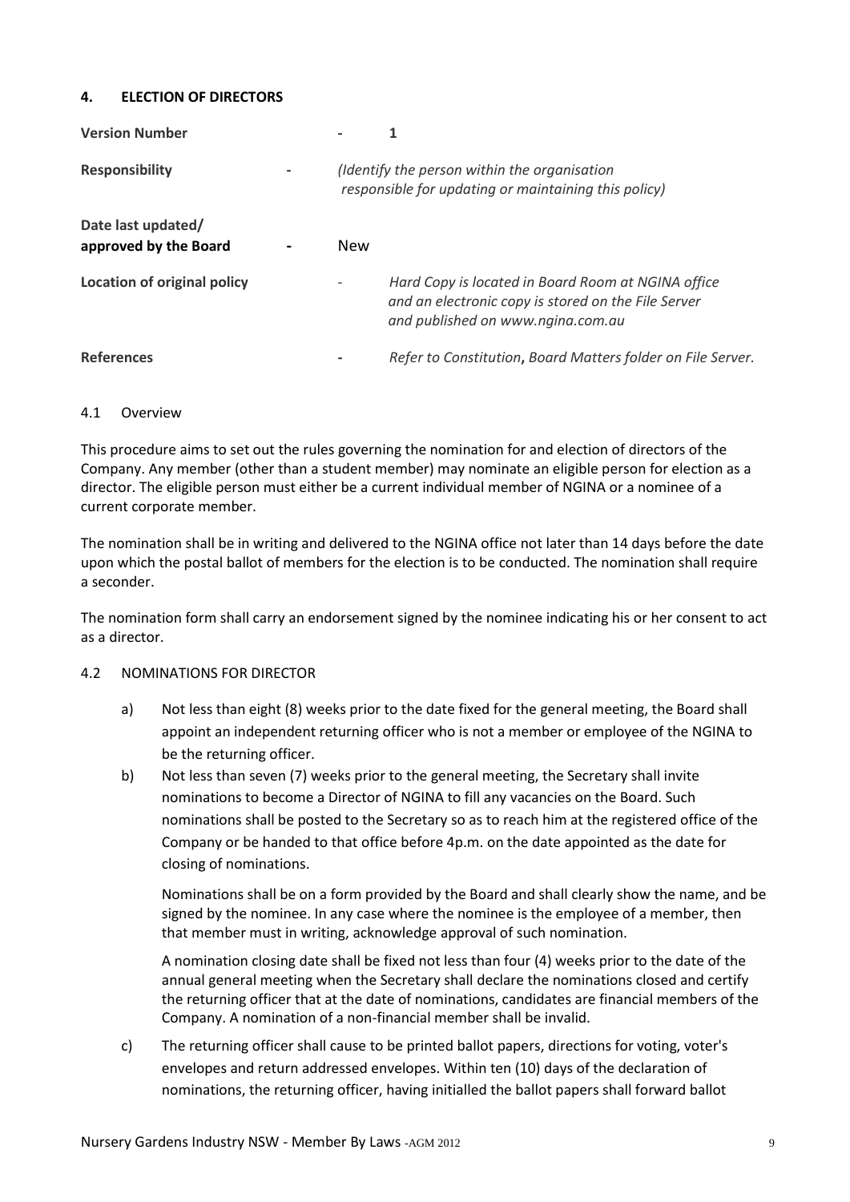## 4. ELECTION OF DIRECTORS

| | | |
|---|---|---|
| **Version Number** | - | 1 |
| **Responsibility** | - | *(Identify the person within the organisation responsible for updating or maintaining this policy)* |
| **Date last updated/ approved by the Board** | - | New |
| **Location of original policy** | - | *Hard Copy is located in Board Room at NGINA office and an electronic copy is stored on the File Server and published on www.ngina.com.au* |
| **References** | - | *Refer to Constitution, Board Matters folder on File Server.* |

### 4.1 Overview

This procedure aims to set out the rules governing the nomination for and election of directors of the Company. Any member (other than a student member) may nominate an eligible person for election as a director. The eligible person must either be a current individual member of NGINA or a nominee of a current corporate member.

The nomination shall be in writing and delivered to the NGINA office not later than 14 days before the date upon which the postal ballot of members for the election is to be conducted. The nomination shall require a seconder.

The nomination form shall carry an endorsement signed by the nominee indicating his or her consent to act as a director.

### 4.2 NOMINATIONS FOR DIRECTOR

a) Not less than eight (8) weeks prior to the date fixed for the general meeting, the Board shall appoint an independent returning officer who is not a member or employee of the NGINA to be the returning officer.

b) Not less than seven (7) weeks prior to the general meeting, the Secretary shall invite nominations to become a Director of NGINA to fill any vacancies on the Board. Such nominations shall be posted to the Secretary so as to reach him at the registered office of the Company or be handed to that office before 4p.m. on the date appointed as the date for closing of nominations.

   Nominations shall be on a form provided by the Board and shall clearly show the name, and be signed by the nominee. In any case where the nominee is the employee of a member, then that member must in writing, acknowledge approval of such nomination.

   A nomination closing date shall be fixed not less than four (4) weeks prior to the date of the annual general meeting when the Secretary shall declare the nominations closed and certify the returning officer that at the date of nominations, candidates are financial members of the Company. A nomination of a non-financial member shall be invalid.

c) The returning officer shall cause to be printed ballot papers, directions for voting, voter's envelopes and return addressed envelopes. Within ten (10) days of the declaration of nominations, the returning officer, having initialled the ballot papers shall forward ballot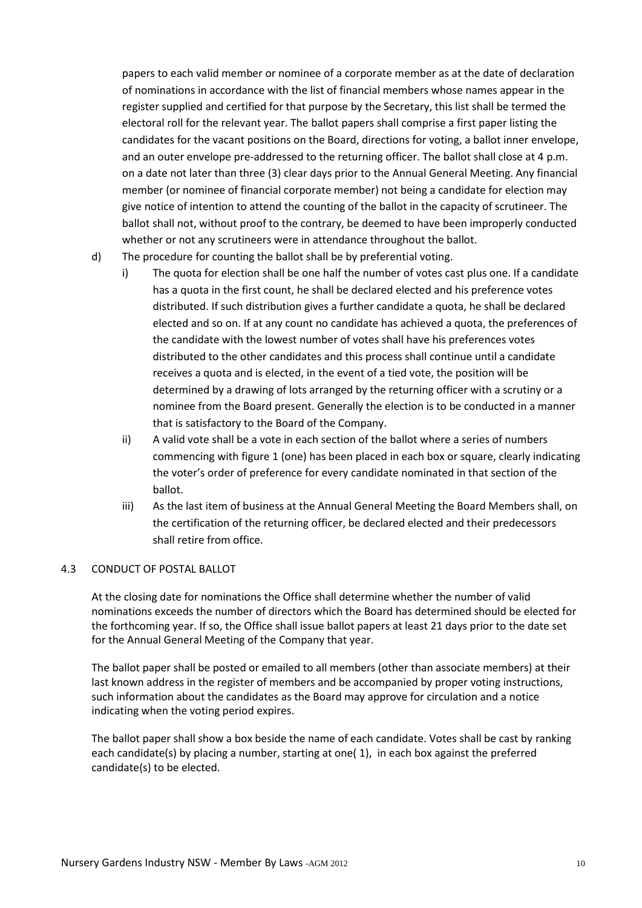papers to each valid member or nominee of a corporate member as at the date of declaration of nominations in accordance with the list of financial members whose names appear in the register supplied and certified for that purpose by the Secretary, this list shall be termed the electoral roll for the relevant year. The ballot papers shall comprise a first paper listing the candidates for the vacant positions on the Board, directions for voting, a ballot inner envelope, and an outer envelope pre-addressed to the returning officer. The ballot shall close at 4 p.m. on a date not later than three (3) clear days prior to the Annual General Meeting. Any financial member (or nominee of financial corporate member) not being a candidate for election may give notice of intention to attend the counting of the ballot in the capacity of scrutineer. The ballot shall not, without proof to the contrary, be deemed to have been improperly conducted whether or not any scrutineers were in attendance throughout the ballot.

d) The procedure for counting the ballot shall be by preferential voting.

   i) The quota for election shall be one half the number of votes cast plus one. If a candidate has a quota in the first count, he shall be declared elected and his preference votes distributed. If such distribution gives a further candidate a quota, he shall be declared elected and so on. If at any count no candidate has achieved a quota, the preferences of the candidate with the lowest number of votes shall have his preferences votes distributed to the other candidates and this process shall continue until a candidate receives a quota and is elected, in the event of a tied vote, the position will be determined by a drawing of lots arranged by the returning officer with a scrutiny or a nominee from the Board present. Generally the election is to be conducted in a manner that is satisfactory to the Board of the Company.

   ii) A valid vote shall be a vote in each section of the ballot where a series of numbers commencing with figure 1 (one) has been placed in each box or square, clearly indicating the voter's order of preference for every candidate nominated in that section of the ballot.

   iii) As the last item of business at the Annual General Meeting the Board Members shall, on the certification of the returning officer, be declared elected and their predecessors shall retire from office.

## 4.3 CONDUCT OF POSTAL BALLOT

At the closing date for nominations the Office shall determine whether the number of valid nominations exceeds the number of directors which the Board has determined should be elected for the forthcoming year. If so, the Office shall issue ballot papers at least 21 days prior to the date set for the Annual General Meeting of the Company that year.

The ballot paper shall be posted or emailed to all members (other than associate members) at their last known address in the register of members and be accompanied by proper voting instructions, such information about the candidates as the Board may approve for circulation and a notice indicating when the voting period expires.

The ballot paper shall show a box beside the name of each candidate. Votes shall be cast by ranking each candidate(s) by placing a number, starting at one( 1), in each box against the preferred candidate(s) to be elected.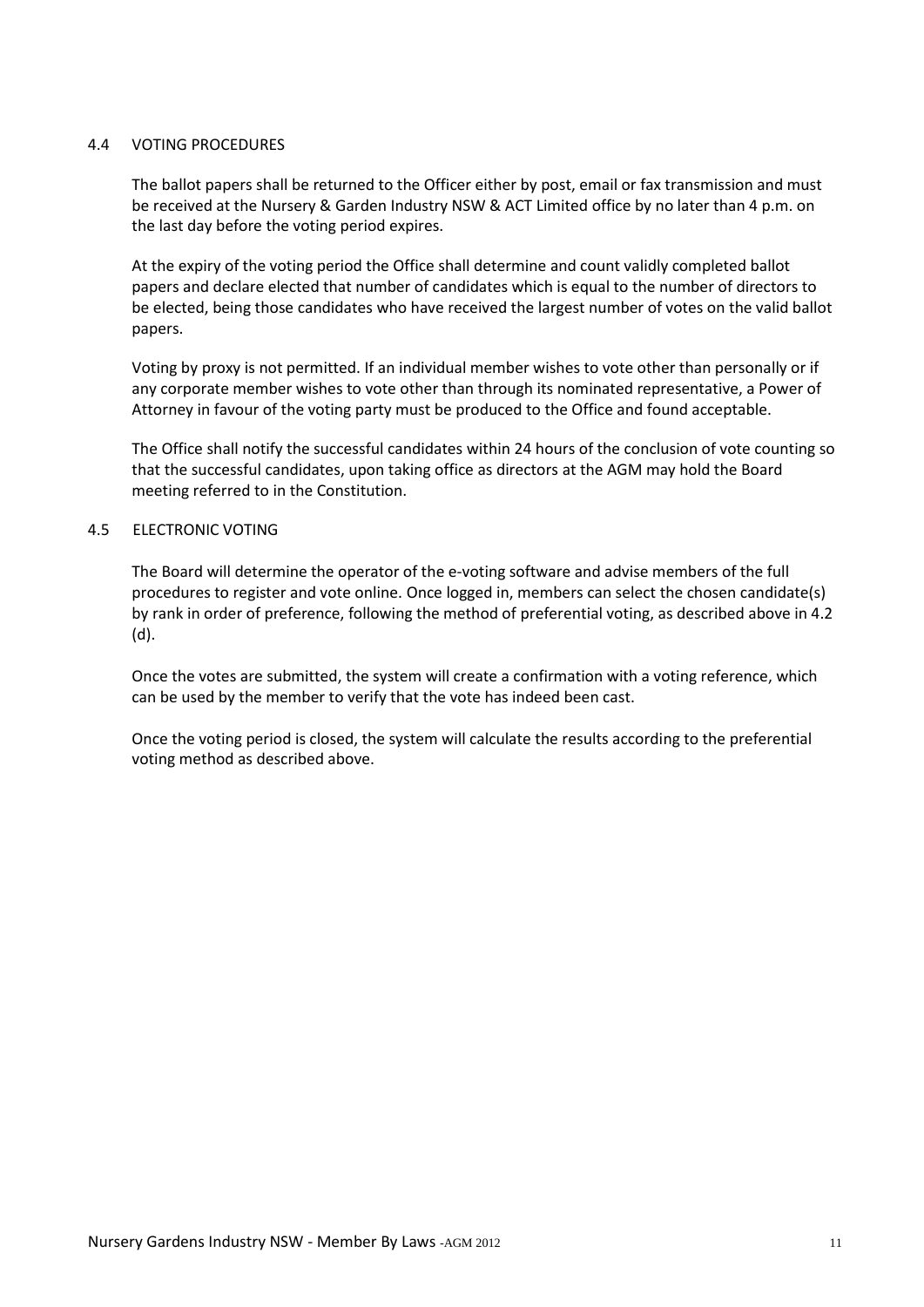## 4.4 VOTING PROCEDURES

The ballot papers shall be returned to the Officer either by post, email or fax transmission and must be received at the Nursery & Garden Industry NSW & ACT Limited office by no later than 4 p.m. on the last day before the voting period expires.

At the expiry of the voting period the Office shall determine and count validly completed ballot papers and declare elected that number of candidates which is equal to the number of directors to be elected, being those candidates who have received the largest number of votes on the valid ballot papers.

Voting by proxy is not permitted. If an individual member wishes to vote other than personally or if any corporate member wishes to vote other than through its nominated representative, a Power of Attorney in favour of the voting party must be produced to the Office and found acceptable.

The Office shall notify the successful candidates within 24 hours of the conclusion of vote counting so that the successful candidates, upon taking office as directors at the AGM may hold the Board meeting referred to in the Constitution.

## 4.5 ELECTRONIC VOTING

The Board will determine the operator of the e-voting software and advise members of the full procedures to register and vote online. Once logged in, members can select the chosen candidate(s) by rank in order of preference, following the method of preferential voting, as described above in 4.2 (d).

Once the votes are submitted, the system will create a confirmation with a voting reference, which can be used by the member to verify that the vote has indeed been cast.

Once the voting period is closed, the system will calculate the results according to the preferential voting method as described above.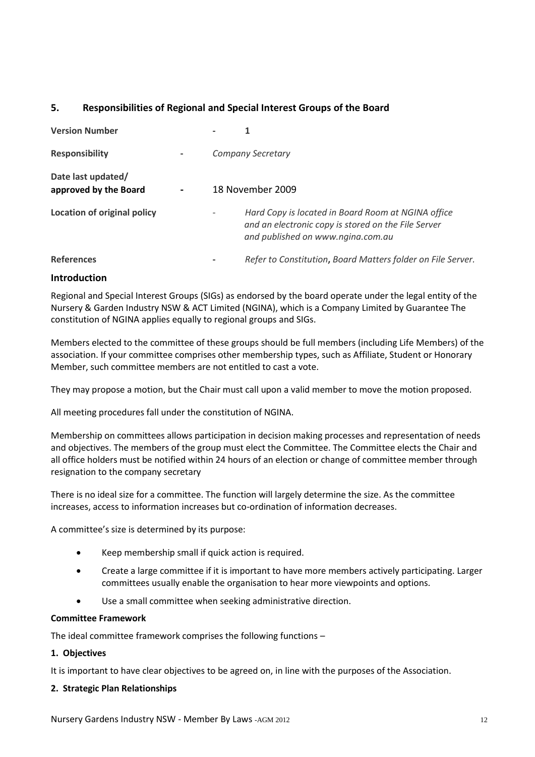## 5. Responsibilities of Regional and Special Interest Groups of the Board

| | | |
|---|---|---|
| **Version Number** | - | 1 |
| **Responsibility** | - | *Company Secretary* |
| **Date last updated/ approved by the Board** | - | 18 November 2009 |
| **Location of original policy** | - | *Hard Copy is located in Board Room at NGINA office and an electronic copy is stored on the File Server and published on www.ngina.com.au* |
| **References** | - | *Refer to Constitution, Board Matters folder on File Server.* |

### Introduction

Regional and Special Interest Groups (SIGs) as endorsed by the board operate under the legal entity of the Nursery & Garden Industry NSW & ACT Limited (NGINA), which is a Company Limited by Guarantee The constitution of NGINA applies equally to regional groups and SIGs.

Members elected to the committee of these groups should be full members (including Life Members) of the association. If your committee comprises other membership types, such as Affiliate, Student or Honorary Member, such committee members are not entitled to cast a vote.

They may propose a motion, but the Chair must call upon a valid member to move the motion proposed.

All meeting procedures fall under the constitution of NGINA.

Membership on committees allows participation in decision making processes and representation of needs and objectives. The members of the group must elect the Committee. The Committee elects the Chair and all office holders must be notified within 24 hours of an election or change of committee member through resignation to the company secretary

There is no ideal size for a committee. The function will largely determine the size. As the committee increases, access to information increases but co-ordination of information decreases.

A committee's size is determined by its purpose:

- Keep membership small if quick action is required.
- Create a large committee if it is important to have more members actively participating. Larger committees usually enable the organisation to hear more viewpoints and options.
- Use a small committee when seeking administrative direction.

**Committee Framework**

The ideal committee framework comprises the following functions –

**1. Objectives**

It is important to have clear objectives to be agreed on, in line with the purposes of the Association.

**2. Strategic Plan Relationships**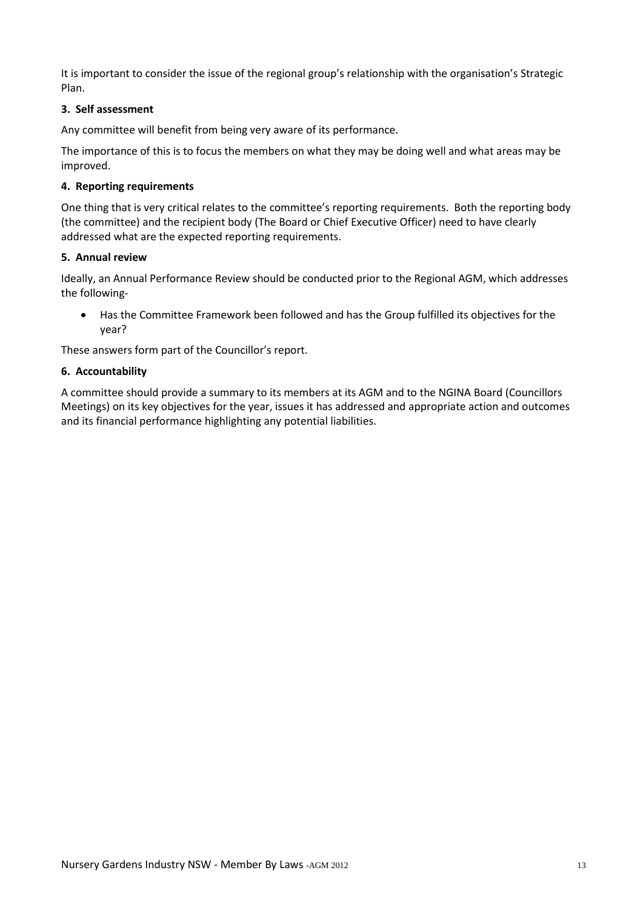It is important to consider the issue of the regional group's relationship with the organisation's Strategic Plan.

**3. Self assessment**

Any committee will benefit from being very aware of its performance.

The importance of this is to focus the members on what they may be doing well and what areas may be improved.

**4. Reporting requirements**

One thing that is very critical relates to the committee's reporting requirements. Both the reporting body (the committee) and the recipient body (The Board or Chief Executive Officer) need to have clearly addressed what are the expected reporting requirements.

**5. Annual review**

Ideally, an Annual Performance Review should be conducted prior to the Regional AGM, which addresses the following-

- Has the Committee Framework been followed and has the Group fulfilled its objectives for the year?

These answers form part of the Councillor's report.

**6. Accountability**

A committee should provide a summary to its members at its AGM and to the NGINA Board (Councillors Meetings) on its key objectives for the year, issues it has addressed and appropriate action and outcomes and its financial performance highlighting any potential liabilities.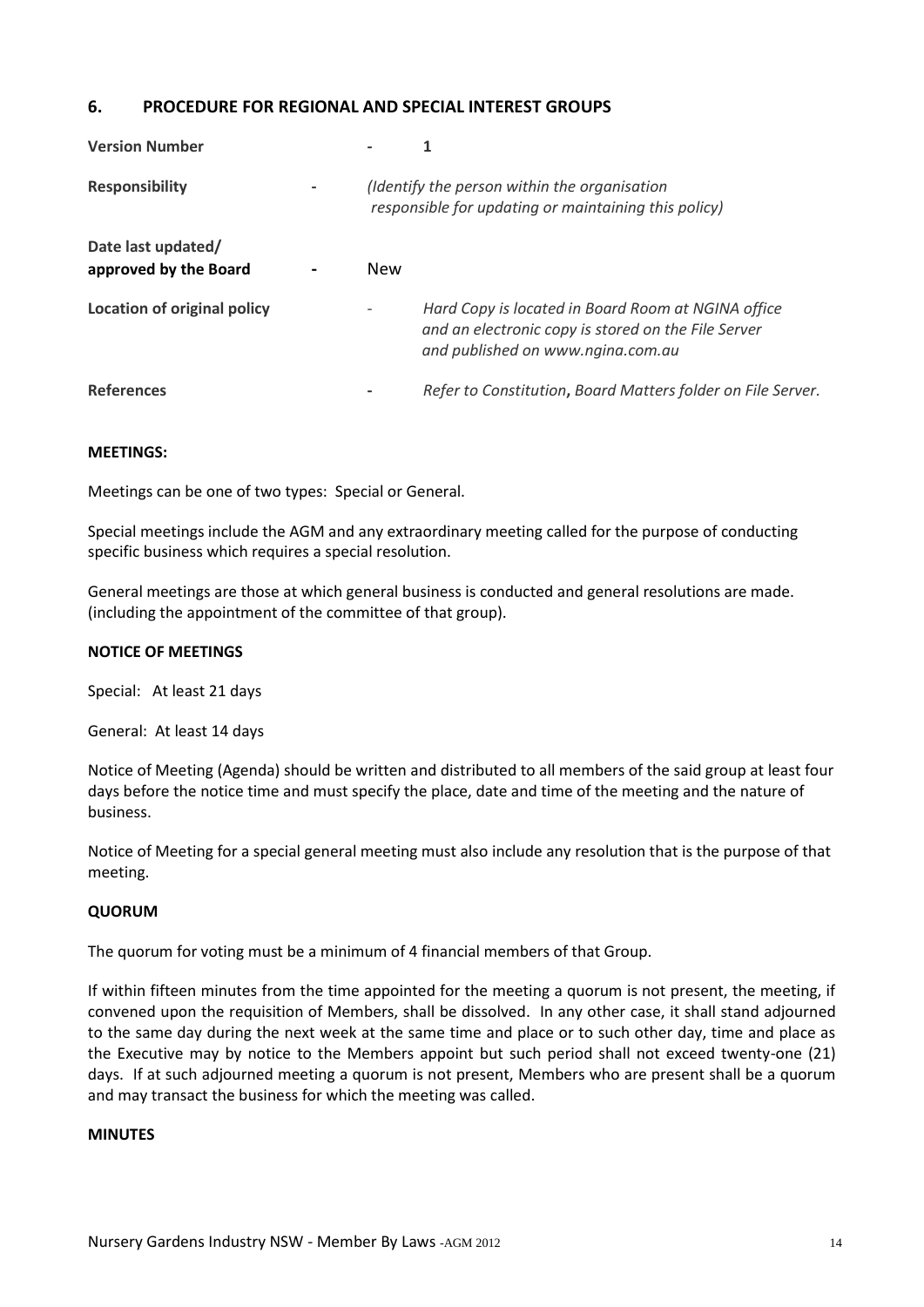## 6. PROCEDURE FOR REGIONAL AND SPECIAL INTEREST GROUPS

| | | |
|---|---|---|
| **Version Number** | - | 1 |
| **Responsibility** | - | *(Identify the person within the organisation responsible for updating or maintaining this policy)* |
| **Date last updated/ approved by the Board** | - | New |
| **Location of original policy** | - | *Hard Copy is located in Board Room at NGINA office and an electronic copy is stored on the File Server and published on www.ngina.com.au* |
| **References** | - | *Refer to Constitution, Board Matters folder on File Server.* |

**MEETINGS:**

Meetings can be one of two types: Special or General.

Special meetings include the AGM and any extraordinary meeting called for the purpose of conducting specific business which requires a special resolution.

General meetings are those at which general business is conducted and general resolutions are made. (including the appointment of the committee of that group).

**NOTICE OF MEETINGS**

Special: At least 21 days

General: At least 14 days

Notice of Meeting (Agenda) should be written and distributed to all members of the said group at least four days before the notice time and must specify the place, date and time of the meeting and the nature of business.

Notice of Meeting for a special general meeting must also include any resolution that is the purpose of that meeting.

**QUORUM**

The quorum for voting must be a minimum of 4 financial members of that Group.

If within fifteen minutes from the time appointed for the meeting a quorum is not present, the meeting, if convened upon the requisition of Members, shall be dissolved. In any other case, it shall stand adjourned to the same day during the next week at the same time and place or to such other day, time and place as the Executive may by notice to the Members appoint but such period shall not exceed twenty-one (21) days. If at such adjourned meeting a quorum is not present, Members who are present shall be a quorum and may transact the business for which the meeting was called.

**MINUTES**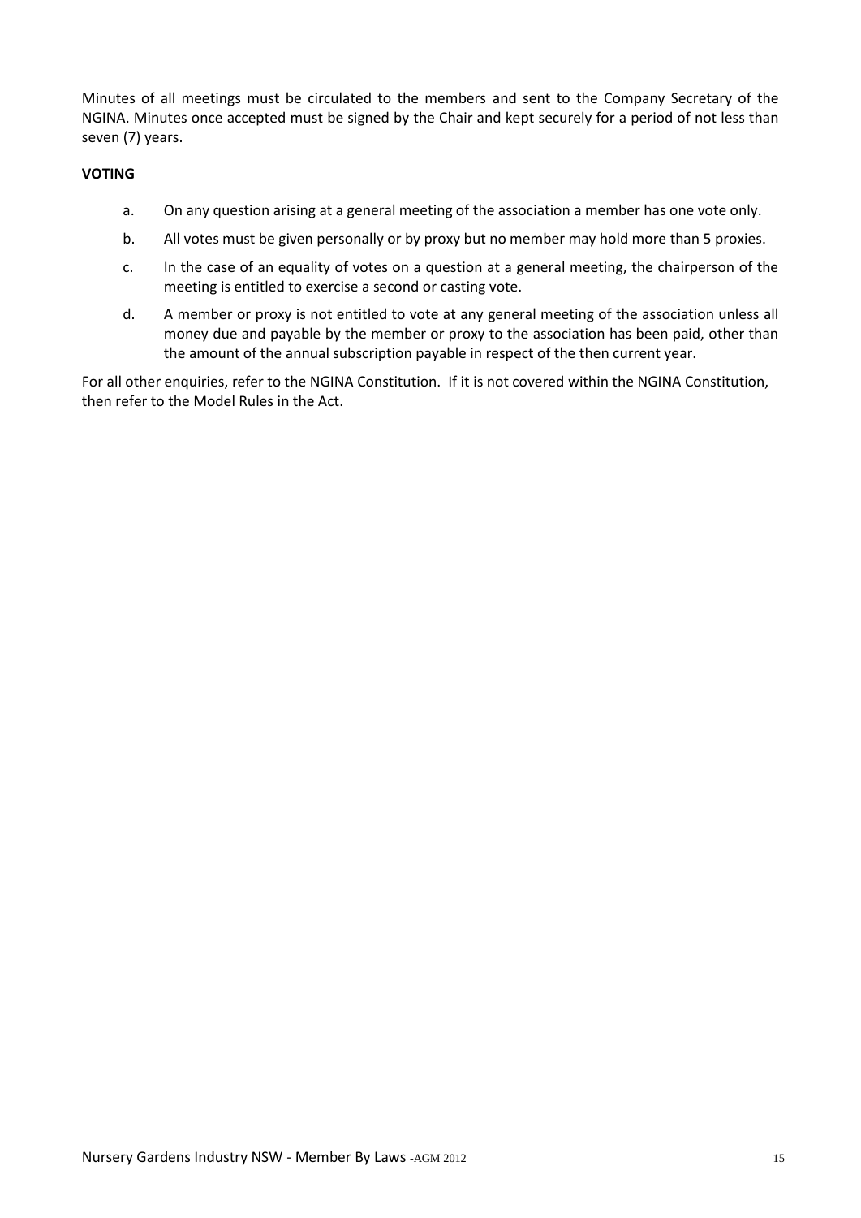Minutes of all meetings must be circulated to the members and sent to the Company Secretary of the NGINA. Minutes once accepted must be signed by the Chair and kept securely for a period of not less than seven (7) years.

**VOTING**

a. On any question arising at a general meeting of the association a member has one vote only.

b. All votes must be given personally or by proxy but no member may hold more than 5 proxies.

c. In the case of an equality of votes on a question at a general meeting, the chairperson of the meeting is entitled to exercise a second or casting vote.

d. A member or proxy is not entitled to vote at any general meeting of the association unless all money due and payable by the member or proxy to the association has been paid, other than the amount of the annual subscription payable in respect of the then current year.

For all other enquiries, refer to the NGINA Constitution. If it is not covered within the NGINA Constitution, then refer to the Model Rules in the Act.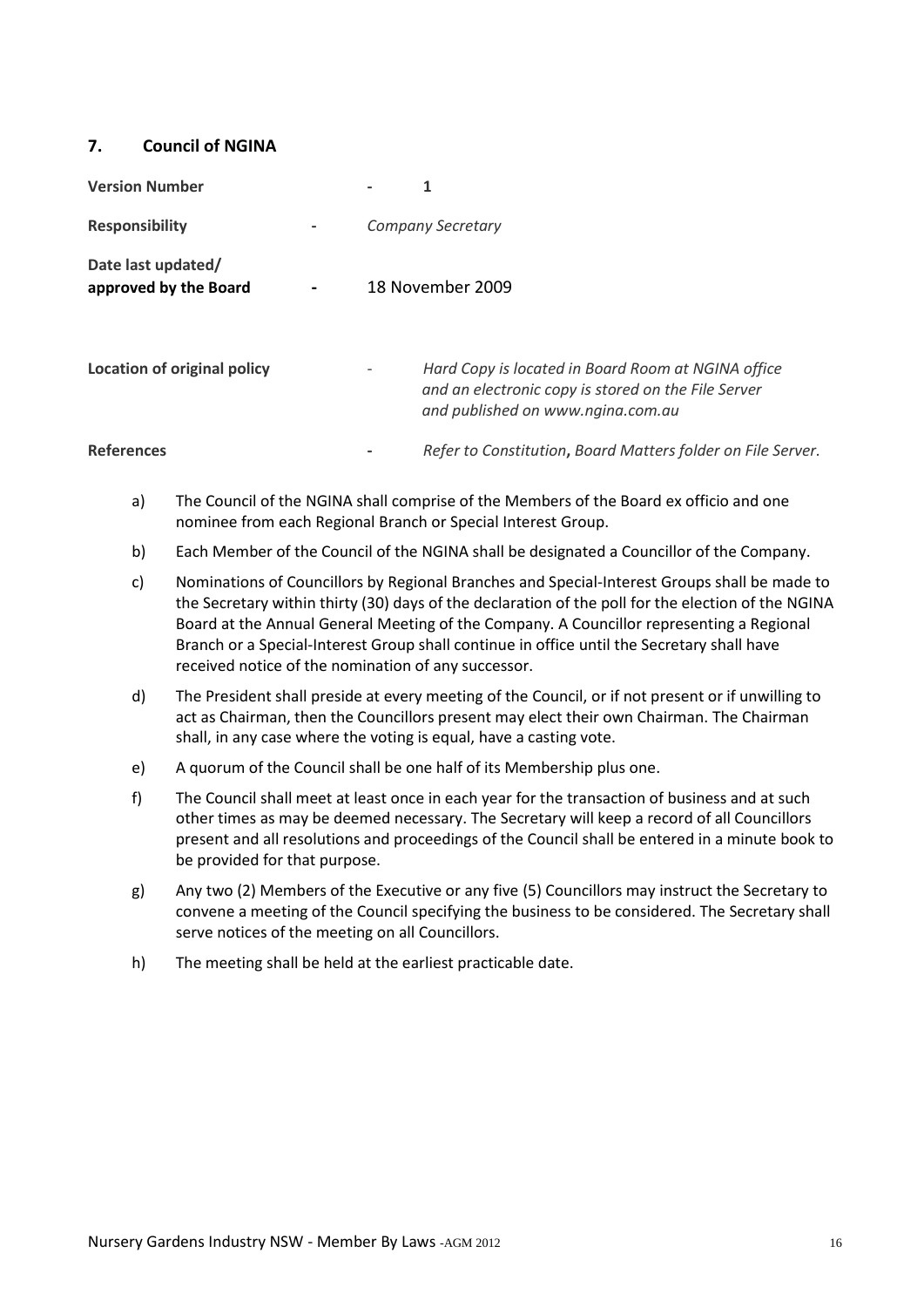## 7. Council of NGINA

**Version Number** - 1

**Responsibility** - *Company Secretary*

**Date last updated/ approved by the Board** - 18 November 2009

**Location of original policy** - *Hard Copy is located in Board Room at NGINA office and an electronic copy is stored on the File Server and published on www.ngina.com.au*

**References** - *Refer to Constitution***,** *Board Matters folder on File Server.*

a) The Council of the NGINA shall comprise of the Members of the Board ex officio and one nominee from each Regional Branch or Special Interest Group.

b) Each Member of the Council of the NGINA shall be designated a Councillor of the Company.

c) Nominations of Councillors by Regional Branches and Special-Interest Groups shall be made to the Secretary within thirty (30) days of the declaration of the poll for the election of the NGINA Board at the Annual General Meeting of the Company. A Councillor representing a Regional Branch or a Special-Interest Group shall continue in office until the Secretary shall have received notice of the nomination of any successor.

d) The President shall preside at every meeting of the Council, or if not present or if unwilling to act as Chairman, then the Councillors present may elect their own Chairman. The Chairman shall, in any case where the voting is equal, have a casting vote.

e) A quorum of the Council shall be one half of its Membership plus one.

f) The Council shall meet at least once in each year for the transaction of business and at such other times as may be deemed necessary. The Secretary will keep a record of all Councillors present and all resolutions and proceedings of the Council shall be entered in a minute book to be provided for that purpose.

g) Any two (2) Members of the Executive or any five (5) Councillors may instruct the Secretary to convene a meeting of the Council specifying the business to be considered. The Secretary shall serve notices of the meeting on all Councillors.

h) The meeting shall be held at the earliest practicable date.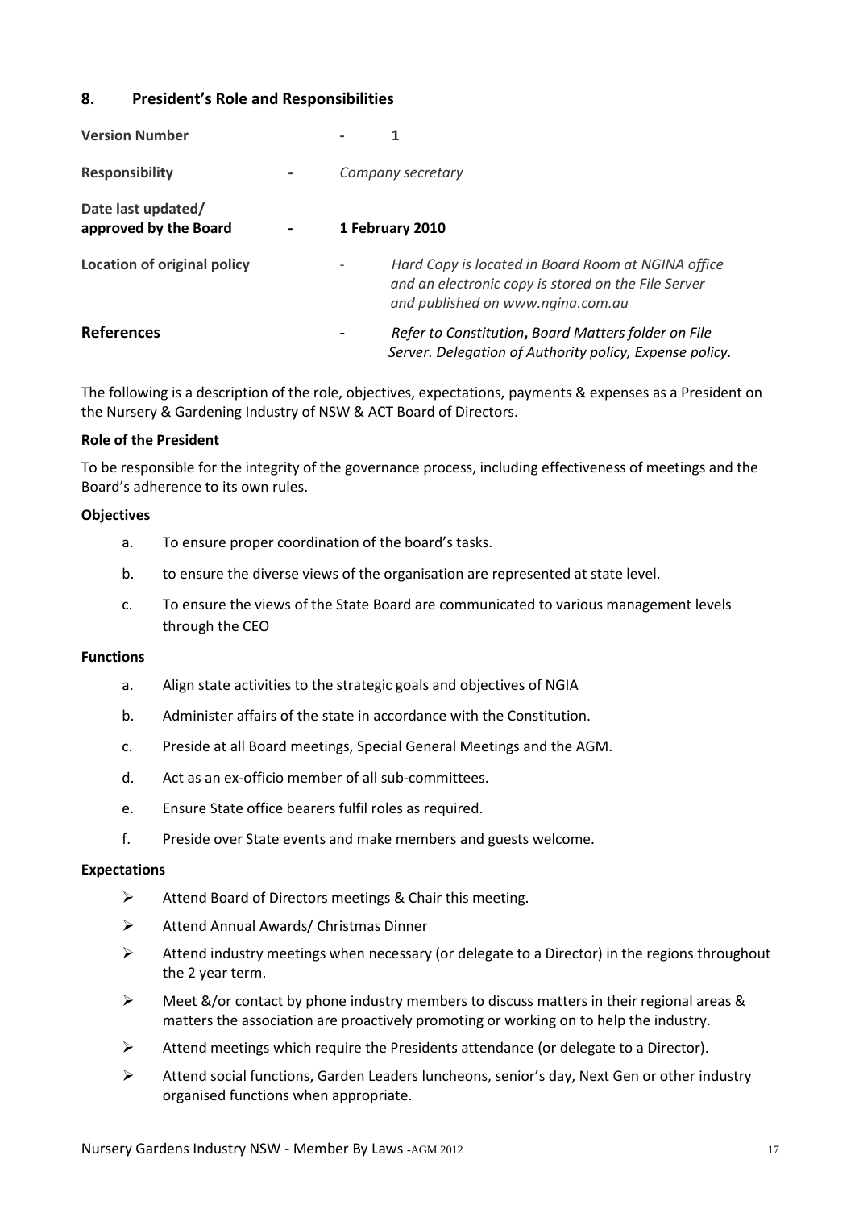## 8. President's Role and Responsibilities

| | | |
|---|---|---|
| **Version Number** | - | 1 |
| **Responsibility** | - | *Company secretary* |
| **Date last updated/ approved by the Board** | - | **1 February 2010** |
| **Location of original policy** | - | *Hard Copy is located in Board Room at NGINA office and an electronic copy is stored on the File Server and published on www.ngina.com.au* |
| **References** | - | *Refer to Constitution*, *Board Matters folder on File Server. Delegation of Authority policy, Expense policy.* |

The following is a description of the role, objectives, expectations, payments & expenses as a President on the Nursery & Gardening Industry of NSW & ACT Board of Directors.

**Role of the President**

To be responsible for the integrity of the governance process, including effectiveness of meetings and the Board's adherence to its own rules.

**Objectives**

a. To ensure proper coordination of the board's tasks.

b. to ensure the diverse views of the organisation are represented at state level.

c. To ensure the views of the State Board are communicated to various management levels through the CEO

**Functions**

a. Align state activities to the strategic goals and objectives of NGIA

b. Administer affairs of the state in accordance with the Constitution.

c. Preside at all Board meetings, Special General Meetings and the AGM.

d. Act as an ex-officio member of all sub-committees.

e. Ensure State office bearers fulfil roles as required.

f. Preside over State events and make members and guests welcome.

**Expectations**

- Attend Board of Directors meetings & Chair this meeting.
- Attend Annual Awards/ Christmas Dinner
- Attend industry meetings when necessary (or delegate to a Director) in the regions throughout the 2 year term.
- Meet &/or contact by phone industry members to discuss matters in their regional areas & matters the association are proactively promoting or working on to help the industry.
- Attend meetings which require the Presidents attendance (or delegate to a Director).
- Attend social functions, Garden Leaders luncheons, senior's day, Next Gen or other industry organised functions when appropriate.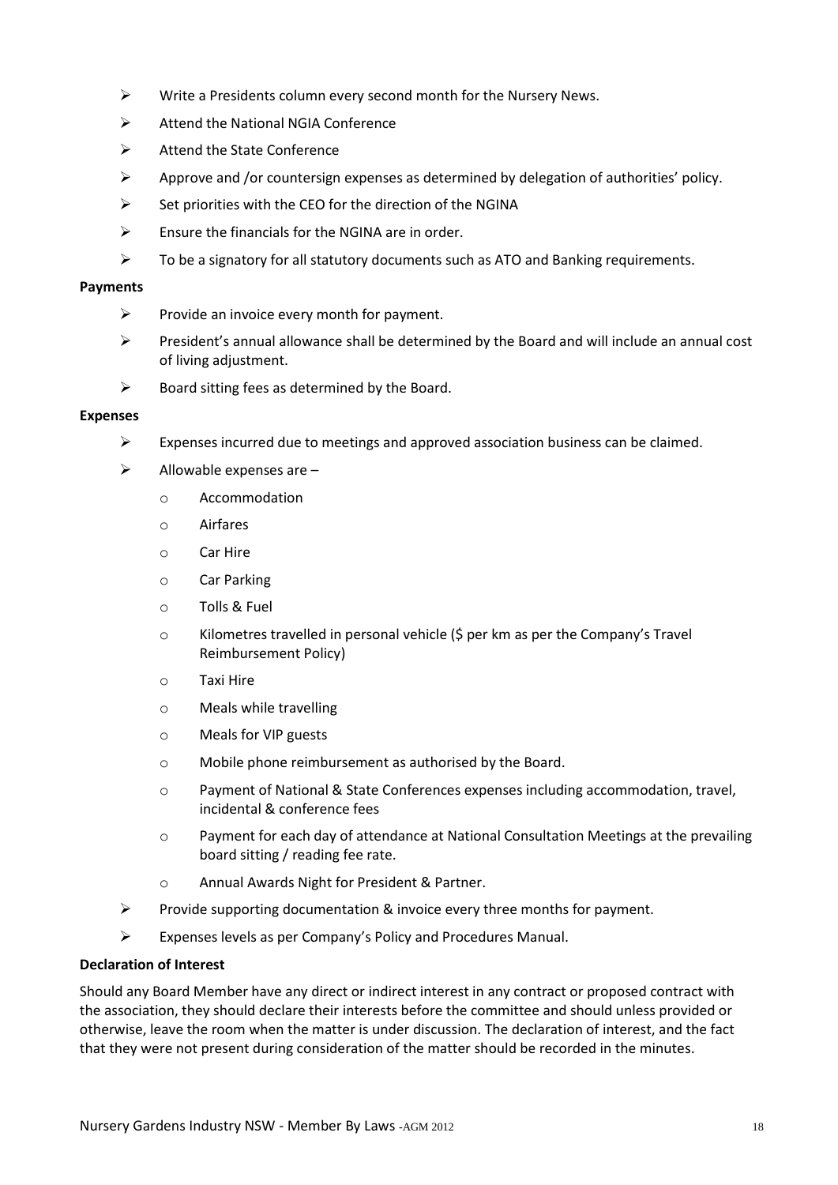- Write a Presidents column every second month for the Nursery News.
- Attend the National NGIA Conference
- Attend the State Conference
- Approve and /or countersign expenses as determined by delegation of authorities' policy.
- Set priorities with the CEO for the direction of the NGINA
- Ensure the financials for the NGINA are in order.
- To be a signatory for all statutory documents such as ATO and Banking requirements.

**Payments**

- Provide an invoice every month for payment.
- President's annual allowance shall be determined by the Board and will include an annual cost of living adjustment.
- Board sitting fees as determined by the Board.

**Expenses**

- Expenses incurred due to meetings and approved association business can be claimed.
- Allowable expenses are –
  - Accommodation
  - Airfares
  - Car Hire
  - Car Parking
  - Tolls & Fuel
  - Kilometres travelled in personal vehicle ($ per km as per the Company's Travel Reimbursement Policy)
  - Taxi Hire
  - Meals while travelling
  - Meals for VIP guests
  - Mobile phone reimbursement as authorised by the Board.
  - Payment of National & State Conferences expenses including accommodation, travel, incidental & conference fees
  - Payment for each day of attendance at National Consultation Meetings at the prevailing board sitting / reading fee rate.
  - Annual Awards Night for President & Partner.
- Provide supporting documentation & invoice every three months for payment.
- Expenses levels as per Company's Policy and Procedures Manual.

**Declaration of Interest**

Should any Board Member have any direct or indirect interest in any contract or proposed contract with the association, they should declare their interests before the committee and should unless provided or otherwise, leave the room when the matter is under discussion. The declaration of interest, and the fact that they were not present during consideration of the matter should be recorded in the minutes.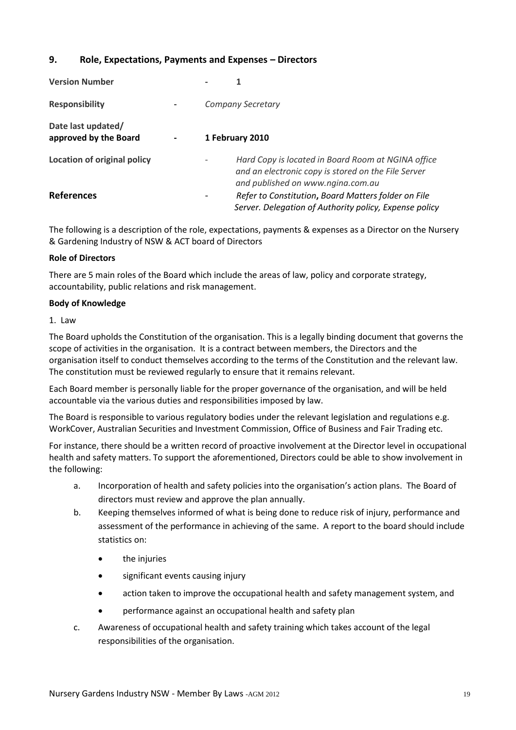## 9. Role, Expectations, Payments and Expenses – Directors

| | | |
|---|---|---|
| **Version Number** | - | **1** |
| **Responsibility** | - | *Company Secretary* |
| **Date last updated/ approved by the Board** | - | **1 February 2010** |
| **Location of original policy** | - | *Hard Copy is located in Board Room at NGINA office and an electronic copy is stored on the File Server and published on www.ngina.com.au* |
| **References** | - | *Refer to Constitution*, *Board Matters folder on File Server. Delegation of Authority policy, Expense policy* |

The following is a description of the role, expectations, payments & expenses as a Director on the Nursery & Gardening Industry of NSW & ACT board of Directors

**Role of Directors**

There are 5 main roles of the Board which include the areas of law, policy and corporate strategy, accountability, public relations and risk management.

**Body of Knowledge**

1. Law

The Board upholds the Constitution of the organisation. This is a legally binding document that governs the scope of activities in the organisation. It is a contract between members, the Directors and the organisation itself to conduct themselves according to the terms of the Constitution and the relevant law. The constitution must be reviewed regularly to ensure that it remains relevant.

Each Board member is personally liable for the proper governance of the organisation, and will be held accountable via the various duties and responsibilities imposed by law.

The Board is responsible to various regulatory bodies under the relevant legislation and regulations e.g. WorkCover, Australian Securities and Investment Commission, Office of Business and Fair Trading etc.

For instance, there should be a written record of proactive involvement at the Director level in occupational health and safety matters. To support the aforementioned, Directors could be able to show involvement in the following:

a. Incorporation of health and safety policies into the organisation's action plans. The Board of directors must review and approve the plan annually.

b. Keeping themselves informed of what is being done to reduce risk of injury, performance and assessment of the performance in achieving of the same. A report to the board should include statistics on:

- the injuries
- significant events causing injury
- action taken to improve the occupational health and safety management system, and
- performance against an occupational health and safety plan

c. Awareness of occupational health and safety training which takes account of the legal responsibilities of the organisation.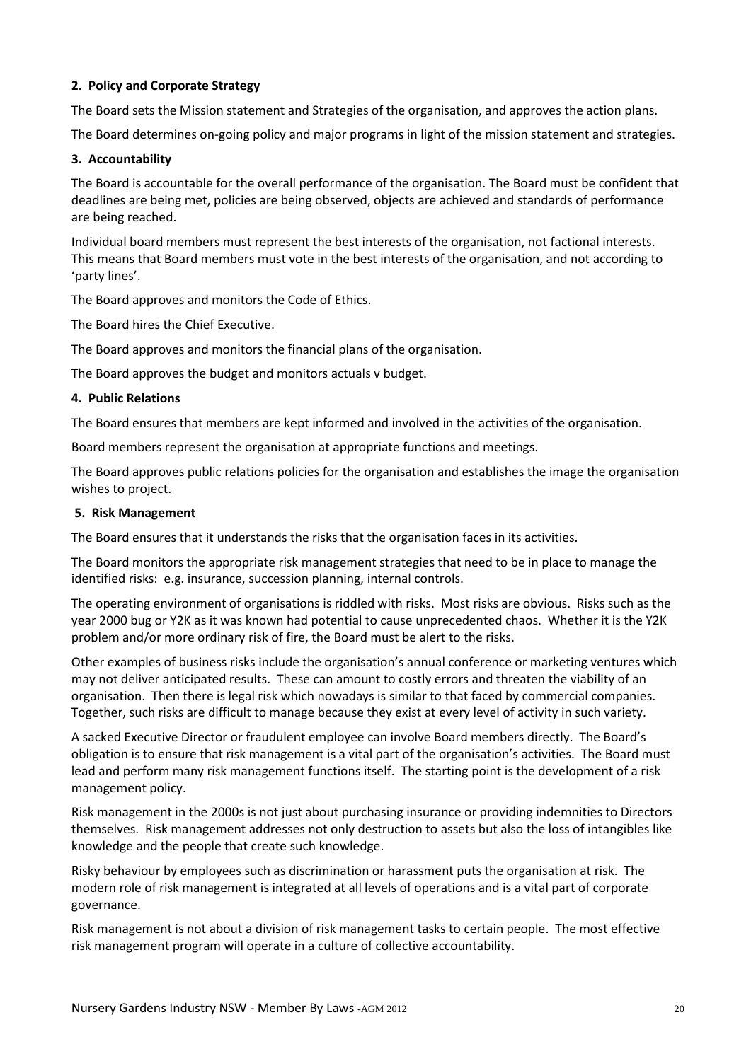#### 2. Policy and Corporate Strategy

The Board sets the Mission statement and Strategies of the organisation, and approves the action plans.

The Board determines on-going policy and major programs in light of the mission statement and strategies.

#### 3. Accountability

The Board is accountable for the overall performance of the organisation. The Board must be confident that deadlines are being met, policies are being observed, objects are achieved and standards of performance are being reached.

Individual board members must represent the best interests of the organisation, not factional interests. This means that Board members must vote in the best interests of the organisation, and not according to 'party lines'.

The Board approves and monitors the Code of Ethics.

The Board hires the Chief Executive.

The Board approves and monitors the financial plans of the organisation.

The Board approves the budget and monitors actuals v budget.

#### 4. Public Relations

The Board ensures that members are kept informed and involved in the activities of the organisation.

Board members represent the organisation at appropriate functions and meetings.

The Board approves public relations policies for the organisation and establishes the image the organisation wishes to project.

#### 5. Risk Management

The Board ensures that it understands the risks that the organisation faces in its activities.

The Board monitors the appropriate risk management strategies that need to be in place to manage the identified risks: e.g. insurance, succession planning, internal controls.

The operating environment of organisations is riddled with risks. Most risks are obvious. Risks such as the year 2000 bug or Y2K as it was known had potential to cause unprecedented chaos. Whether it is the Y2K problem and/or more ordinary risk of fire, the Board must be alert to the risks.

Other examples of business risks include the organisation's annual conference or marketing ventures which may not deliver anticipated results. These can amount to costly errors and threaten the viability of an organisation. Then there is legal risk which nowadays is similar to that faced by commercial companies. Together, such risks are difficult to manage because they exist at every level of activity in such variety.

A sacked Executive Director or fraudulent employee can involve Board members directly. The Board's obligation is to ensure that risk management is a vital part of the organisation's activities. The Board must lead and perform many risk management functions itself. The starting point is the development of a risk management policy.

Risk management in the 2000s is not just about purchasing insurance or providing indemnities to Directors themselves. Risk management addresses not only destruction to assets but also the loss of intangibles like knowledge and the people that create such knowledge.

Risky behaviour by employees such as discrimination or harassment puts the organisation at risk. The modern role of risk management is integrated at all levels of operations and is a vital part of corporate governance.

Risk management is not about a division of risk management tasks to certain people. The most effective risk management program will operate in a culture of collective accountability.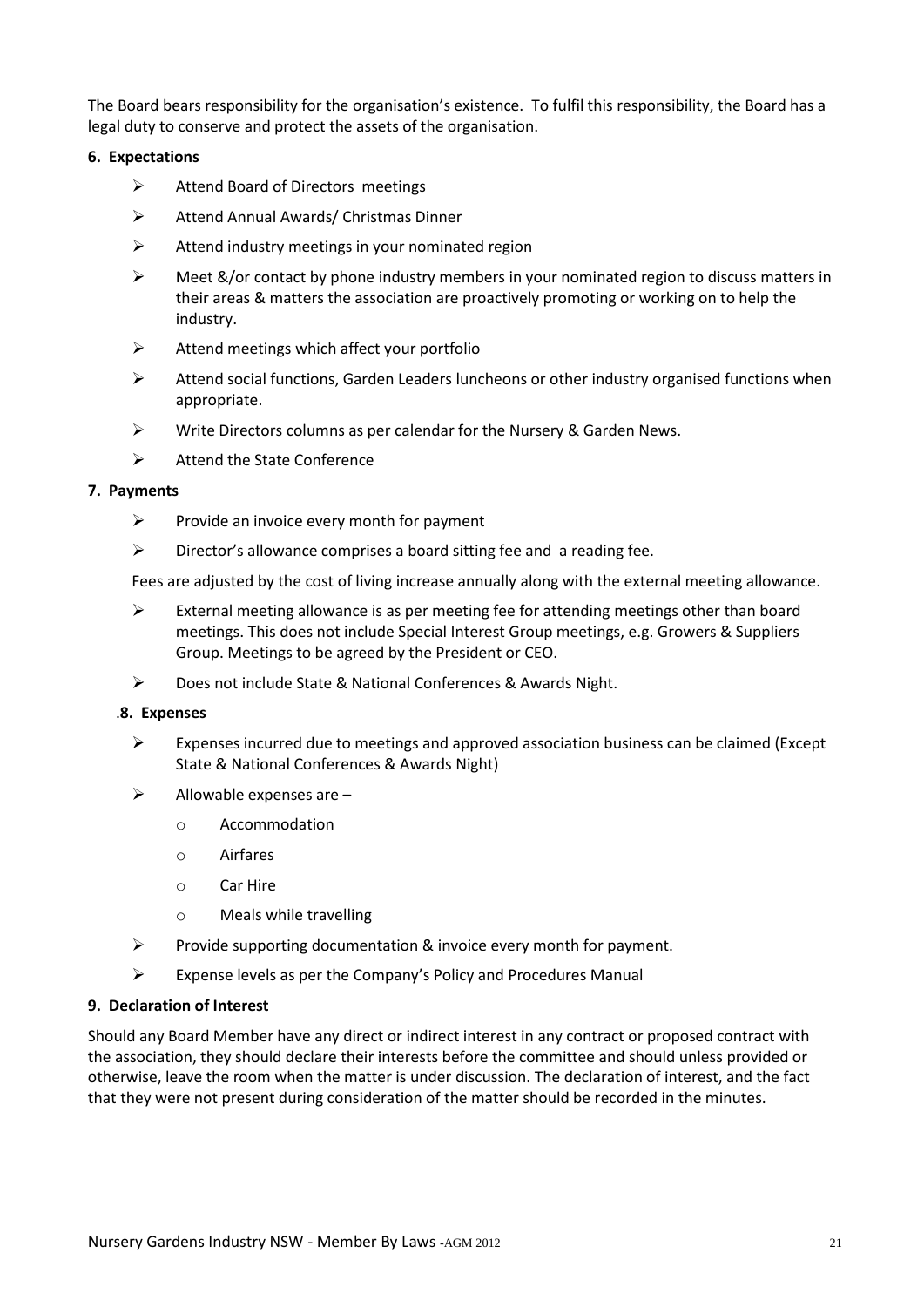The Board bears responsibility for the organisation's existence. To fulfil this responsibility, the Board has a legal duty to conserve and protect the assets of the organisation.

**6. Expectations**

- Attend Board of Directors meetings
- Attend Annual Awards/ Christmas Dinner
- Attend industry meetings in your nominated region
- Meet &/or contact by phone industry members in your nominated region to discuss matters in their areas & matters the association are proactively promoting or working on to help the industry.
- Attend meetings which affect your portfolio
- Attend social functions, Garden Leaders luncheons or other industry organised functions when appropriate.
- Write Directors columns as per calendar for the Nursery & Garden News.
- Attend the State Conference

**7. Payments**

- Provide an invoice every month for payment
- Director's allowance comprises a board sitting fee and a reading fee.

Fees are adjusted by the cost of living increase annually along with the external meeting allowance.

- External meeting allowance is as per meeting fee for attending meetings other than board meetings. This does not include Special Interest Group meetings, e.g. Growers & Suppliers Group. Meetings to be agreed by the President or CEO.
- Does not include State & National Conferences & Awards Night.

.**8. Expenses**

- Expenses incurred due to meetings and approved association business can be claimed (Except State & National Conferences & Awards Night)
- Allowable expenses are –
  - Accommodation
  - Airfares
  - Car Hire
  - Meals while travelling
- Provide supporting documentation & invoice every month for payment.
- Expense levels as per the Company's Policy and Procedures Manual

**9. Declaration of Interest**

Should any Board Member have any direct or indirect interest in any contract or proposed contract with the association, they should declare their interests before the committee and should unless provided or otherwise, leave the room when the matter is under discussion. The declaration of interest, and the fact that they were not present during consideration of the matter should be recorded in the minutes.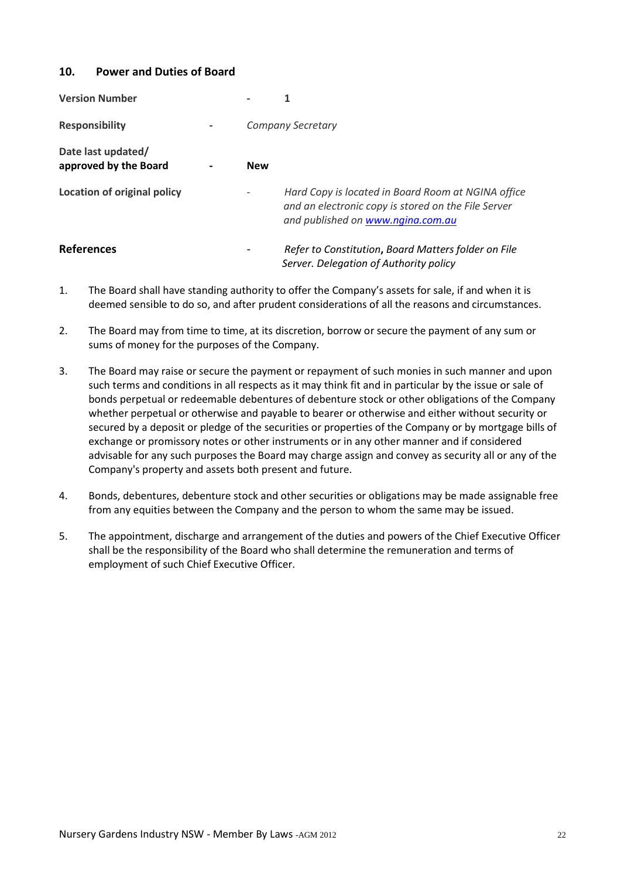## 10. Power and Duties of Board

| | | |
|---|---|---|
| **Version Number** | - | **1** |
| **Responsibility** | - | *Company Secretary* |
| **Date last updated/ approved by the Board** | - | **New** |
| **Location of original policy** | - | *Hard Copy is located in Board Room at NGINA office and an electronic copy is stored on the File Server and published on [www.ngina.com.au](www.ngina.com.au)* |
| **References** | - | *Refer to Constitution*, *Board Matters folder on File Server. Delegation of Authority policy* |

1. The Board shall have standing authority to offer the Company's assets for sale, if and when it is deemed sensible to do so, and after prudent considerations of all the reasons and circumstances.

2. The Board may from time to time, at its discretion, borrow or secure the payment of any sum or sums of money for the purposes of the Company.

3. The Board may raise or secure the payment or repayment of such monies in such manner and upon such terms and conditions in all respects as it may think fit and in particular by the issue or sale of bonds perpetual or redeemable debentures of debenture stock or other obligations of the Company whether perpetual or otherwise and payable to bearer or otherwise and either without security or secured by a deposit or pledge of the securities or properties of the Company or by mortgage bills of exchange or promissory notes or other instruments or in any other manner and if considered advisable for any such purposes the Board may charge assign and convey as security all or any of the Company's property and assets both present and future.

4. Bonds, debentures, debenture stock and other securities or obligations may be made assignable free from any equities between the Company and the person to whom the same may be issued.

5. The appointment, discharge and arrangement of the duties and powers of the Chief Executive Officer shall be the responsibility of the Board who shall determine the remuneration and terms of employment of such Chief Executive Officer.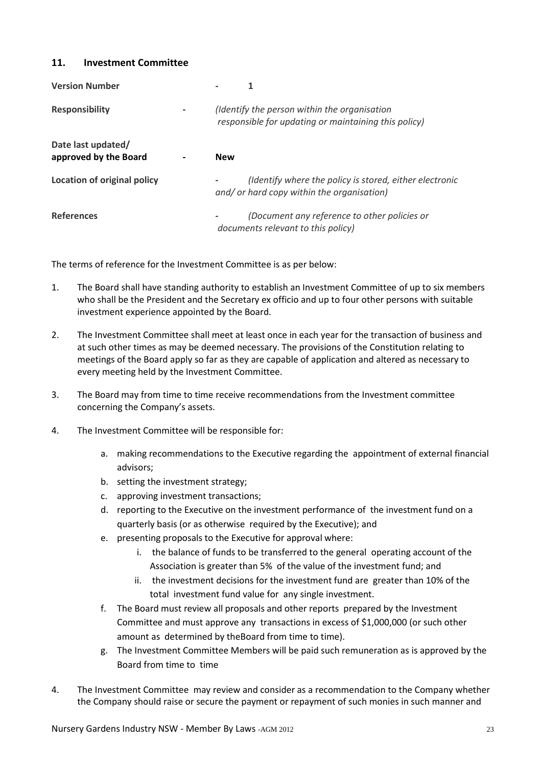## 11. Investment Committee

| | | |
|---|---|---|
| **Version Number** | - | 1 |
| **Responsibility** | - | *(Identify the person within the organisation responsible for updating or maintaining this policy)* |
| **Date last updated/ approved by the Board** | - | **New** |
| **Location of original policy** | - | *(Identify where the policy is stored, either electronic and/ or hard copy within the organisation)* |
| **References** | - | *(Document any reference to other policies or documents relevant to this policy)* |

The terms of reference for the Investment Committee is as per below:

1. The Board shall have standing authority to establish an Investment Committee of up to six members who shall be the President and the Secretary ex officio and up to four other persons with suitable investment experience appointed by the Board.

2. The Investment Committee shall meet at least once in each year for the transaction of business and at such other times as may be deemed necessary. The provisions of the Constitution relating to meetings of the Board apply so far as they are capable of application and altered as necessary to every meeting held by the Investment Committee.

3. The Board may from time to time receive recommendations from the Investment committee concerning the Company's assets.

4. The Investment Committee will be responsible for:

   a. making recommendations to the Executive regarding the appointment of external financial advisors;
   b. setting the investment strategy;
   c. approving investment transactions;
   d. reporting to the Executive on the investment performance of the investment fund on a quarterly basis (or as otherwise required by the Executive); and
   e. presenting proposals to the Executive for approval where:
      i. the balance of funds to be transferred to the general operating account of the Association is greater than 5% of the value of the investment fund; and
      ii. the investment decisions for the investment fund are greater than 10% of the total investment fund value for any single investment.
   f. The Board must review all proposals and other reports prepared by the Investment Committee and must approve any transactions in excess of $1,000,000 (or such other amount as determined by theBoard from time to time).
   g. The Investment Committee Members will be paid such remuneration as is approved by the Board from time to time

4. The Investment Committee may review and consider as a recommendation to the Company whether the Company should raise or secure the payment or repayment of such monies in such manner and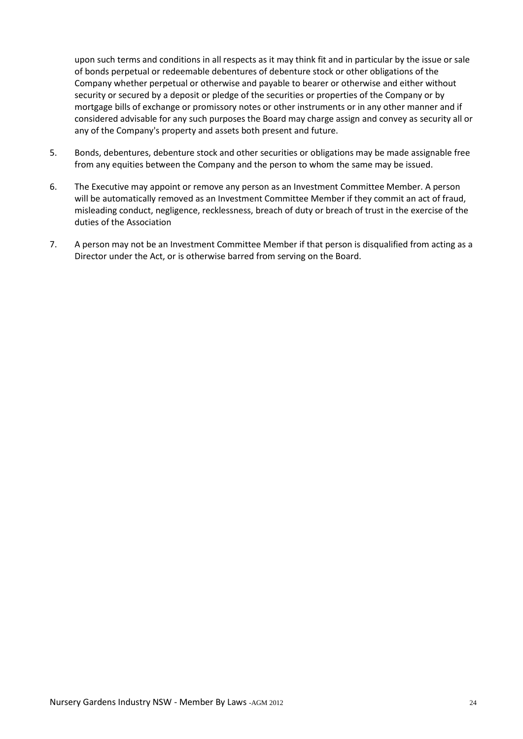upon such terms and conditions in all respects as it may think fit and in particular by the issue or sale of bonds perpetual or redeemable debentures of debenture stock or other obligations of the Company whether perpetual or otherwise and payable to bearer or otherwise and either without security or secured by a deposit or pledge of the securities or properties of the Company or by mortgage bills of exchange or promissory notes or other instruments or in any other manner and if considered advisable for any such purposes the Board may charge assign and convey as security all or any of the Company's property and assets both present and future.

5. Bonds, debentures, debenture stock and other securities or obligations may be made assignable free from any equities between the Company and the person to whom the same may be issued.

6. The Executive may appoint or remove any person as an Investment Committee Member. A person will be automatically removed as an Investment Committee Member if they commit an act of fraud, misleading conduct, negligence, recklessness, breach of duty or breach of trust in the exercise of the duties of the Association

7. A person may not be an Investment Committee Member if that person is disqualified from acting as a Director under the Act, or is otherwise barred from serving on the Board.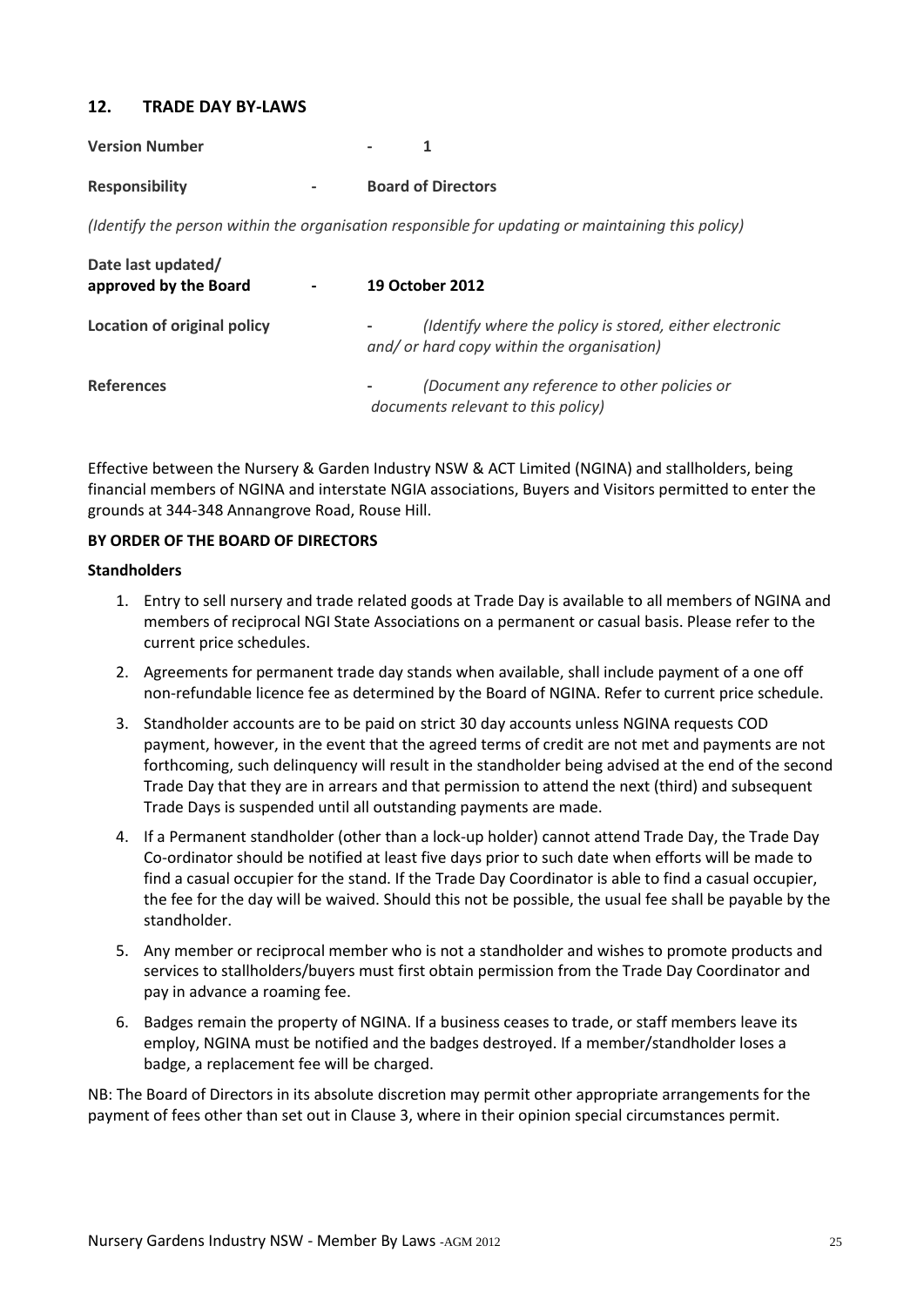## 12. TRADE DAY BY-LAWS

**Version Number** - 1

**Responsibility** - **Board of Directors**

*(Identify the person within the organisation responsible for updating or maintaining this policy)*

**Date last updated/ approved by the Board** - **19 October 2012**

**Location of original policy** - *(Identify where the policy is stored, either electronic and/ or hard copy within the organisation)*

**References** - *(Document any reference to other policies or documents relevant to this policy)*

Effective between the Nursery & Garden Industry NSW & ACT Limited (NGINA) and stallholders, being financial members of NGINA and interstate NGIA associations, Buyers and Visitors permitted to enter the grounds at 344-348 Annangrove Road, Rouse Hill.

**BY ORDER OF THE BOARD OF DIRECTORS**

**Standholders**

1. Entry to sell nursery and trade related goods at Trade Day is available to all members of NGINA and members of reciprocal NGI State Associations on a permanent or casual basis. Please refer to the current price schedules.
2. Agreements for permanent trade day stands when available, shall include payment of a one off non-refundable licence fee as determined by the Board of NGINA. Refer to current price schedule.
3. Standholder accounts are to be paid on strict 30 day accounts unless NGINA requests COD payment, however, in the event that the agreed terms of credit are not met and payments are not forthcoming, such delinquency will result in the standholder being advised at the end of the second Trade Day that they are in arrears and that permission to attend the next (third) and subsequent Trade Days is suspended until all outstanding payments are made.
4. If a Permanent standholder (other than a lock-up holder) cannot attend Trade Day, the Trade Day Co-ordinator should be notified at least five days prior to such date when efforts will be made to find a casual occupier for the stand. If the Trade Day Coordinator is able to find a casual occupier, the fee for the day will be waived. Should this not be possible, the usual fee shall be payable by the standholder.
5. Any member or reciprocal member who is not a standholder and wishes to promote products and services to stallholders/buyers must first obtain permission from the Trade Day Coordinator and pay in advance a roaming fee.
6. Badges remain the property of NGINA. If a business ceases to trade, or staff members leave its employ, NGINA must be notified and the badges destroyed. If a member/standholder loses a badge, a replacement fee will be charged.

NB: The Board of Directors in its absolute discretion may permit other appropriate arrangements for the payment of fees other than set out in Clause 3, where in their opinion special circumstances permit.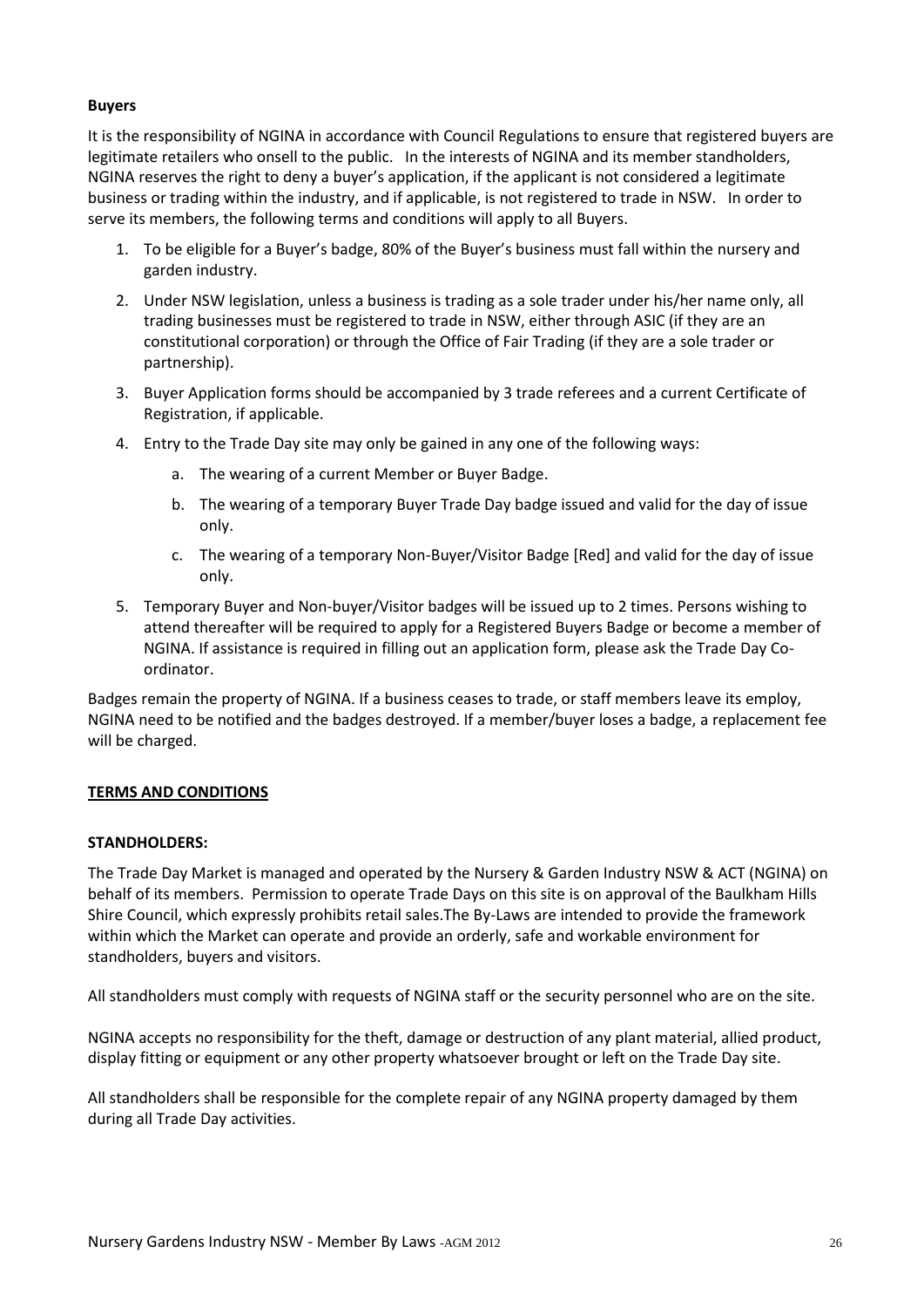**Buyers**

It is the responsibility of NGINA in accordance with Council Regulations to ensure that registered buyers are legitimate retailers who onsell to the public. In the interests of NGINA and its member standholders, NGINA reserves the right to deny a buyer's application, if the applicant is not considered a legitimate business or trading within the industry, and if applicable, is not registered to trade in NSW. In order to serve its members, the following terms and conditions will apply to all Buyers.

1. To be eligible for a Buyer's badge, 80% of the Buyer's business must fall within the nursery and garden industry.
2. Under NSW legislation, unless a business is trading as a sole trader under his/her name only, all trading businesses must be registered to trade in NSW, either through ASIC (if they are an constitutional corporation) or through the Office of Fair Trading (if they are a sole trader or partnership).
3. Buyer Application forms should be accompanied by 3 trade referees and a current Certificate of Registration, if applicable.
4. Entry to the Trade Day site may only be gained in any one of the following ways:
   a. The wearing of a current Member or Buyer Badge.
   b. The wearing of a temporary Buyer Trade Day badge issued and valid for the day of issue only.
   c. The wearing of a temporary Non-Buyer/Visitor Badge [Red] and valid for the day of issue only.
5. Temporary Buyer and Non-buyer/Visitor badges will be issued up to 2 times. Persons wishing to attend thereafter will be required to apply for a Registered Buyers Badge or become a member of NGINA. If assistance is required in filling out an application form, please ask the Trade Day Co-ordinator.

Badges remain the property of NGINA. If a business ceases to trade, or staff members leave its employ, NGINA need to be notified and the badges destroyed. If a member/buyer loses a badge, a replacement fee will be charged.

**TERMS AND CONDITIONS**

**STANDHOLDERS:**

The Trade Day Market is managed and operated by the Nursery & Garden Industry NSW & ACT (NGINA) on behalf of its members. Permission to operate Trade Days on this site is on approval of the Baulkham Hills Shire Council, which expressly prohibits retail sales.The By-Laws are intended to provide the framework within which the Market can operate and provide an orderly, safe and workable environment for standholders, buyers and visitors.

All standholders must comply with requests of NGINA staff or the security personnel who are on the site.

NGINA accepts no responsibility for the theft, damage or destruction of any plant material, allied product, display fitting or equipment or any other property whatsoever brought or left on the Trade Day site.

All standholders shall be responsible for the complete repair of any NGINA property damaged by them during all Trade Day activities.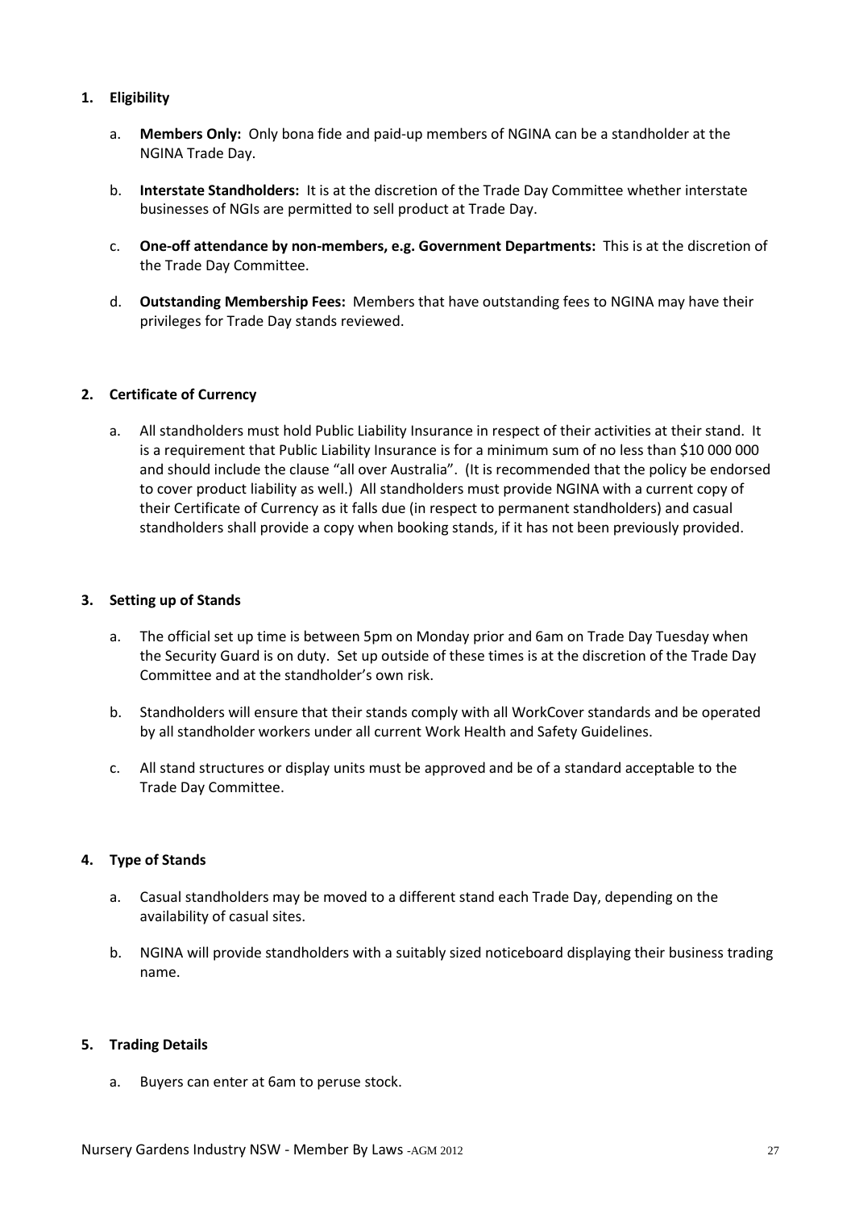1. **Eligibility**

   a. **Members Only:** Only bona fide and paid-up members of NGINA can be a standholder at the NGINA Trade Day.

   b. **Interstate Standholders:** It is at the discretion of the Trade Day Committee whether interstate businesses of NGIs are permitted to sell product at Trade Day.

   c. **One-off attendance by non-members, e.g. Government Departments:** This is at the discretion of the Trade Day Committee.

   d. **Outstanding Membership Fees:** Members that have outstanding fees to NGINA may have their privileges for Trade Day stands reviewed.

2. **Certificate of Currency**

   a. All standholders must hold Public Liability Insurance in respect of their activities at their stand. It is a requirement that Public Liability Insurance is for a minimum sum of no less than $10 000 000 and should include the clause "all over Australia". (It is recommended that the policy be endorsed to cover product liability as well.) All standholders must provide NGINA with a current copy of their Certificate of Currency as it falls due (in respect to permanent standholders) and casual standholders shall provide a copy when booking stands, if it has not been previously provided.

3. **Setting up of Stands**

   a. The official set up time is between 5pm on Monday prior and 6am on Trade Day Tuesday when the Security Guard is on duty. Set up outside of these times is at the discretion of the Trade Day Committee and at the standholder's own risk.

   b. Standholders will ensure that their stands comply with all WorkCover standards and be operated by all standholder workers under all current Work Health and Safety Guidelines.

   c. All stand structures or display units must be approved and be of a standard acceptable to the Trade Day Committee.

4. **Type of Stands**

   a. Casual standholders may be moved to a different stand each Trade Day, depending on the availability of casual sites.

   b. NGINA will provide standholders with a suitably sized noticeboard displaying their business trading name.

5. **Trading Details**

   a. Buyers can enter at 6am to peruse stock.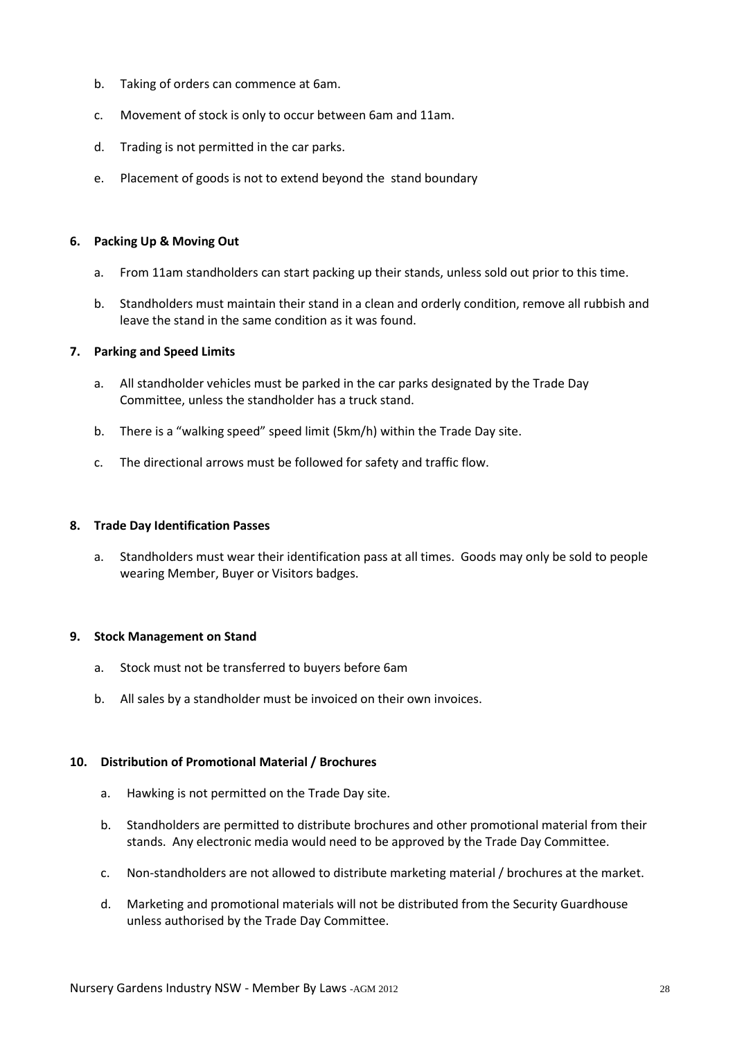b. Taking of orders can commence at 6am.

c. Movement of stock is only to occur between 6am and 11am.

d. Trading is not permitted in the car parks.

e. Placement of goods is not to extend beyond the stand boundary

**6. Packing Up & Moving Out**

a. From 11am standholders can start packing up their stands, unless sold out prior to this time.

b. Standholders must maintain their stand in a clean and orderly condition, remove all rubbish and leave the stand in the same condition as it was found.

**7. Parking and Speed Limits**

a. All standholder vehicles must be parked in the car parks designated by the Trade Day Committee, unless the standholder has a truck stand.

b. There is a "walking speed" speed limit (5km/h) within the Trade Day site.

c. The directional arrows must be followed for safety and traffic flow.

**8. Trade Day Identification Passes**

a. Standholders must wear their identification pass at all times. Goods may only be sold to people wearing Member, Buyer or Visitors badges.

**9. Stock Management on Stand**

a. Stock must not be transferred to buyers before 6am

b. All sales by a standholder must be invoiced on their own invoices.

**10. Distribution of Promotional Material / Brochures**

a. Hawking is not permitted on the Trade Day site.

b. Standholders are permitted to distribute brochures and other promotional material from their stands. Any electronic media would need to be approved by the Trade Day Committee.

c. Non-standholders are not allowed to distribute marketing material / brochures at the market.

d. Marketing and promotional materials will not be distributed from the Security Guardhouse unless authorised by the Trade Day Committee.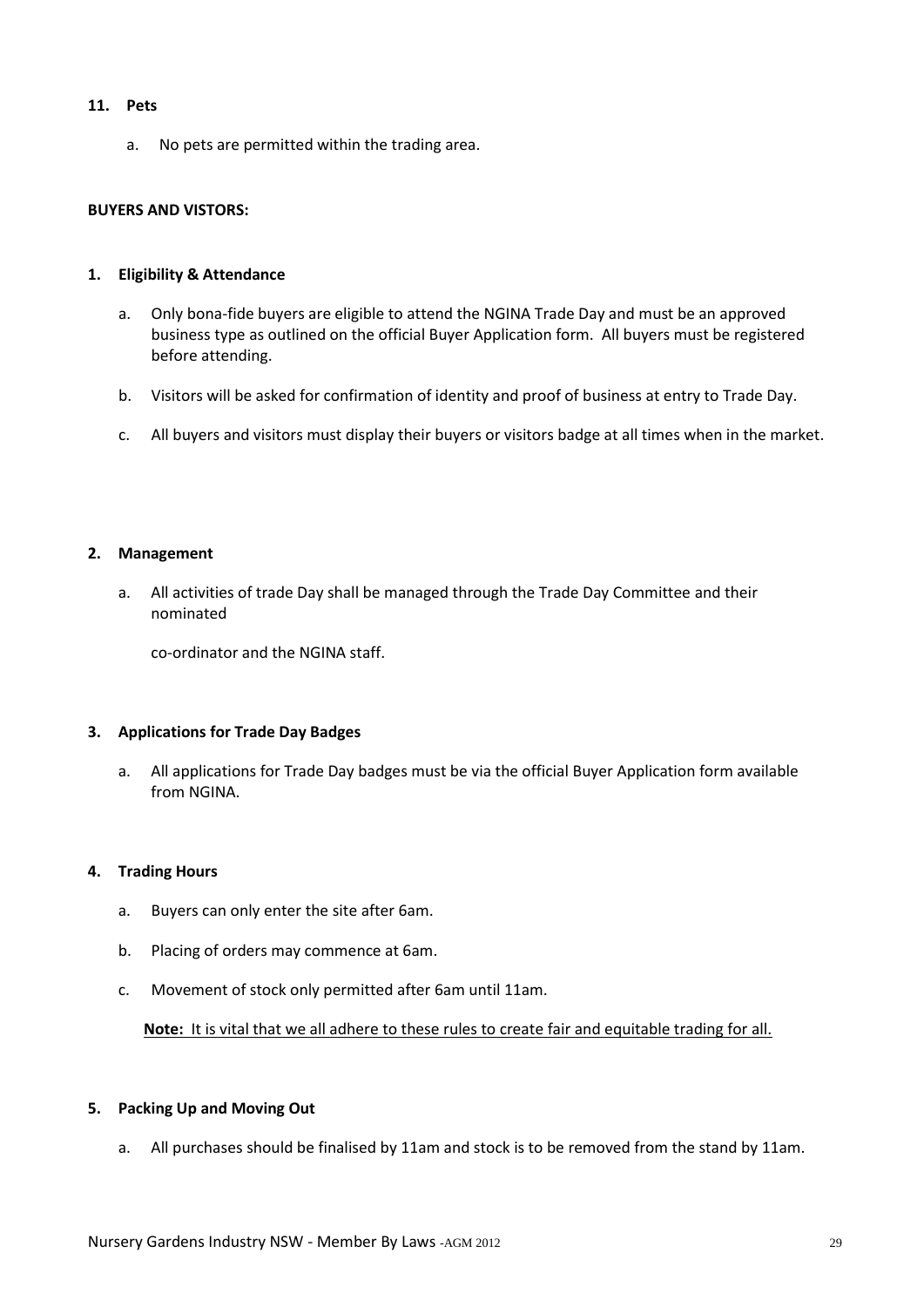**11. Pets**

a. No pets are permitted within the trading area.

**BUYERS AND VISTORS:**

**1. Eligibility & Attendance**

a. Only bona-fide buyers are eligible to attend the NGINA Trade Day and must be an approved business type as outlined on the official Buyer Application form. All buyers must be registered before attending.

b. Visitors will be asked for confirmation of identity and proof of business at entry to Trade Day.

c. All buyers and visitors must display their buyers or visitors badge at all times when in the market.

**2. Management**

a. All activities of trade Day shall be managed through the Trade Day Committee and their nominated

co-ordinator and the NGINA staff.

**3. Applications for Trade Day Badges**

a. All applications for Trade Day badges must be via the official Buyer Application form available from NGINA.

**4. Trading Hours**

a. Buyers can only enter the site after 6am.

b. Placing of orders may commence at 6am.

c. Movement of stock only permitted after 6am until 11am.

**Note:** It is vital that we all adhere to these rules to create fair and equitable trading for all.

**5. Packing Up and Moving Out**

a. All purchases should be finalised by 11am and stock is to be removed from the stand by 11am.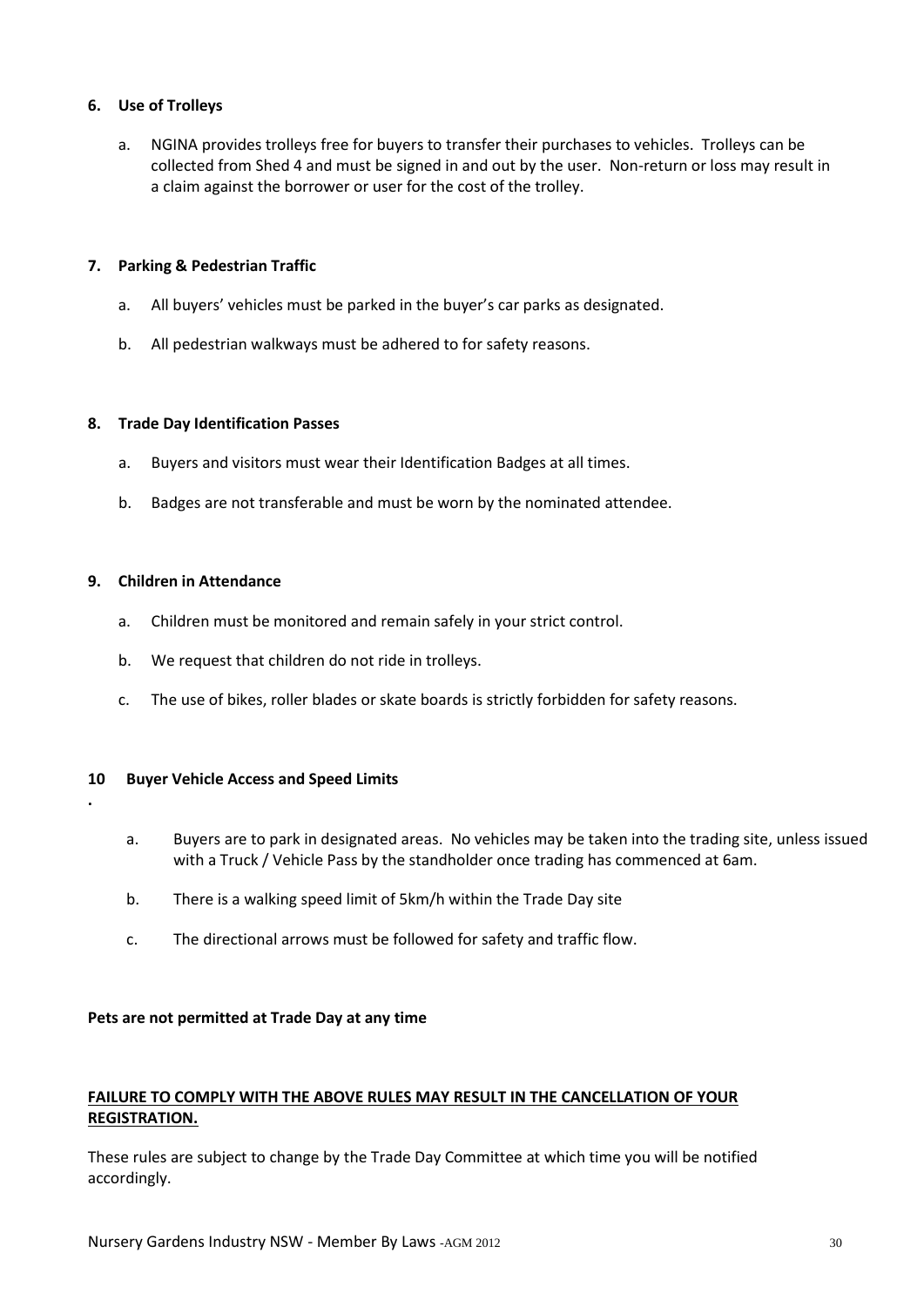### 6. Use of Trolleys

a. NGINA provides trolleys free for buyers to transfer their purchases to vehicles. Trolleys can be collected from Shed 4 and must be signed in and out by the user. Non-return or loss may result in a claim against the borrower or user for the cost of the trolley.

### 7. Parking & Pedestrian Traffic

a. All buyers' vehicles must be parked in the buyer's car parks as designated.

b. All pedestrian walkways must be adhered to for safety reasons.

### 8. Trade Day Identification Passes

a. Buyers and visitors must wear their Identification Badges at all times.

b. Badges are not transferable and must be worn by the nominated attendee.

### 9. Children in Attendance

a. Children must be monitored and remain safely in your strict control.

b. We request that children do not ride in trolleys.

c. The use of bikes, roller blades or skate boards is strictly forbidden for safety reasons.

### 10 Buyer Vehicle Access and Speed Limits

.

a. Buyers are to park in designated areas. No vehicles may be taken into the trading site, unless issued with a Truck / Vehicle Pass by the standholder once trading has commenced at 6am.

b. There is a walking speed limit of 5km/h within the Trade Day site

c. The directional arrows must be followed for safety and traffic flow.

**Pets are not permitted at Trade Day at any time**

**<u>FAILURE TO COMPLY WITH THE ABOVE RULES MAY RESULT IN THE CANCELLATION OF YOUR REGISTRATION.</u>**

These rules are subject to change by the Trade Day Committee at which time you will be notified accordingly.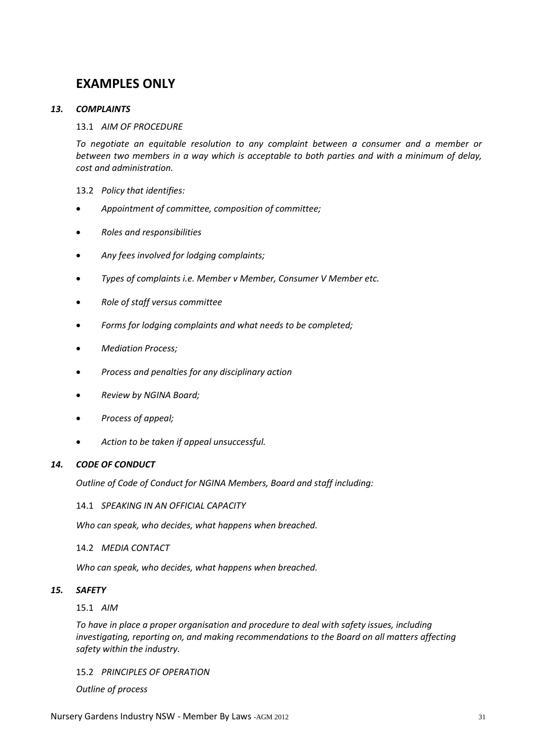# EXAMPLES ONLY

### *13. COMPLAINTS*

13.1 *AIM OF PROCEDURE*

*To negotiate an equitable resolution to any complaint between a consumer and a member or between two members in a way which is acceptable to both parties and with a minimum of delay, cost and administration.*

13.2 *Policy that identifies:*

- *Appointment of committee, composition of committee;*
- *Roles and responsibilities*
- *Any fees involved for lodging complaints;*
- *Types of complaints i.e. Member v Member, Consumer V Member etc.*
- *Role of staff versus committee*
- *Forms for lodging complaints and what needs to be completed;*
- *Mediation Process;*
- *Process and penalties for any disciplinary action*
- *Review by NGINA Board;*
- *Process of appeal;*
- *Action to be taken if appeal unsuccessful.*

### *14. CODE OF CONDUCT*

*Outline of Code of Conduct for NGINA Members, Board and staff including:*

14.1 *SPEAKING IN AN OFFICIAL CAPACITY*

*Who can speak, who decides, what happens when breached.*

14.2 *MEDIA CONTACT*

*Who can speak, who decides, what happens when breached.*

### *15. SAFETY*

15.1 *AIM*

*To have in place a proper organisation and procedure to deal with safety issues, including investigating, reporting on, and making recommendations to the Board on all matters affecting safety within the industry.*

15.2 *PRINCIPLES OF OPERATION*

*Outline of process*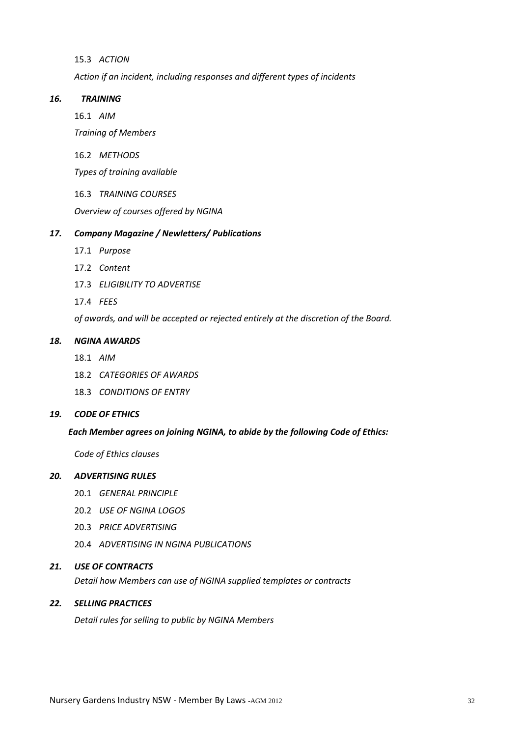15.3 *ACTION*

*Action if an incident, including responses and different types of incidents*

### *16. TRAINING*

16.1 *AIM*

*Training of Members*

16.2 *METHODS*

*Types of training available*

16.3 *TRAINING COURSES*

*Overview of courses offered by NGINA*

### *17. Company Magazine / Newletters/ Publications*

17.1 *Purpose*

17.2 *Content*

17.3 *ELIGIBILITY TO ADVERTISE*

17.4 *FEES*

*of awards, and will be accepted or rejected entirely at the discretion of the Board.*

### *18. NGINA AWARDS*

18.1 *AIM*

18.2 *CATEGORIES OF AWARDS*

18.3 *CONDITIONS OF ENTRY*

### *19. CODE OF ETHICS*

***Each Member agrees on joining NGINA, to abide by the following Code of Ethics:***

*Code of Ethics clauses*

### *20. ADVERTISING RULES*

20.1 *GENERAL PRINCIPLE*

20.2 *USE OF NGINA LOGOS*

20.3 *PRICE ADVERTISING*

20.4 *ADVERTISING IN NGINA PUBLICATIONS*

### *21. USE OF CONTRACTS*

*Detail how Members can use of NGINA supplied templates or contracts*

### *22. SELLING PRACTICES*

*Detail rules for selling to public by NGINA Members*